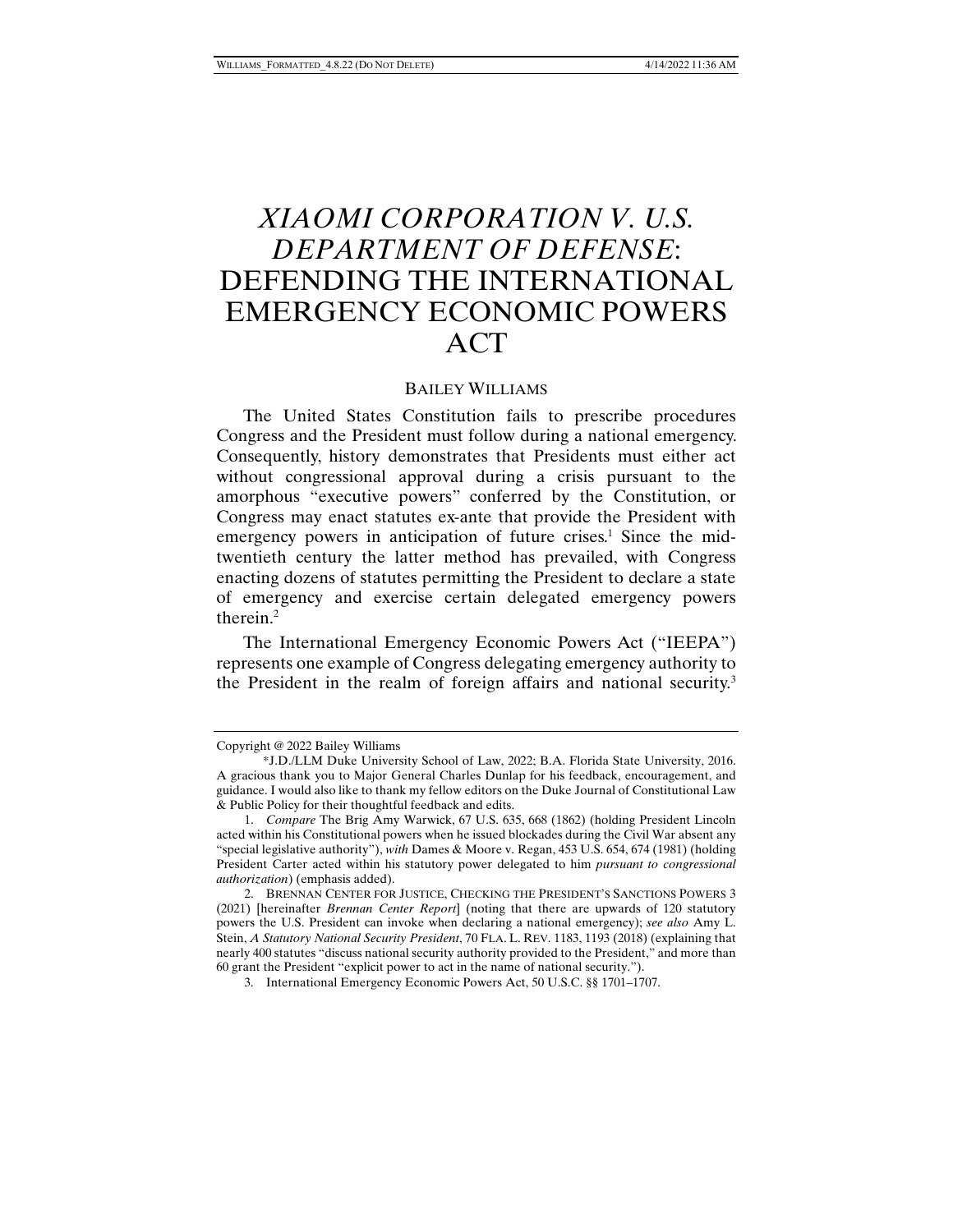# *XIAOMI CORPORATION V. U.S. DEPARTMENT OF DEFENSE*: DEFENDING THE INTERNATIONAL EMERGENCY ECONOMIC POWERS ACT

BAILEY WILLIAMS

The United States Constitution fails to prescribe procedures Congress and the President must follow during a national emergency. Consequently, history demonstrates that Presidents must either act without congressional approval during a crisis pursuant to the amorphous "executive powers" conferred by the Constitution, or Congress may enact statutes ex-ante that provide the President with emergency powers in anticipation of future crises.[1] Since the mid-twentieth century the latter method has prevailed, with Congress enacting dozens of statutes permitting the President to declare a state of emergency and exercise certain delegated emergency powers therein.[2]

The International Emergency Economic Powers Act ("IEEPA") represents one example of Congress delegating emergency authority to the President in the realm of foreign affairs and national security.[3]

---

Copyright @ 2022 Bailey Williams

*J.D./LLM Duke University School of Law, 2022; B.A. Florida State University, 2016. A gracious thank you to Major General Charles Dunlap for his feedback, encouragement, and guidance. I would also like to thank my fellow editors on the Duke Journal of Constitutional Law & Public Policy for their thoughtful feedback and edits.

1. *Compare* The Brig Amy Warwick, 67 U.S. 635, 668 (1862) (holding President Lincoln acted within his Constitutional powers when he issued blockades during the Civil War absent any "special legislative authority"), *with* Dames & Moore v. Regan, 453 U.S. 654, 674 (1981) (holding President Carter acted within his statutory power delegated to him *pursuant to congressional authorization*) (emphasis added).

2. BRENNAN CENTER FOR JUSTICE, CHECKING THE PRESIDENT'S SANCTIONS POWERS 3 (2021) [hereinafter *Brennan Center Report*] (noting that there are upwards of 120 statutory powers the U.S. President can invoke when declaring a national emergency); *see also* Amy L. Stein, *A Statutory National Security President*, 70 FLA. L. REV. 1183, 1193 (2018) (explaining that nearly 400 statutes "discuss national security authority provided to the President," and more than 60 grant the President "explicit power to act in the name of national security.").

3. International Emergency Economic Powers Act, 50 U.S.C. §§ 1701–1707.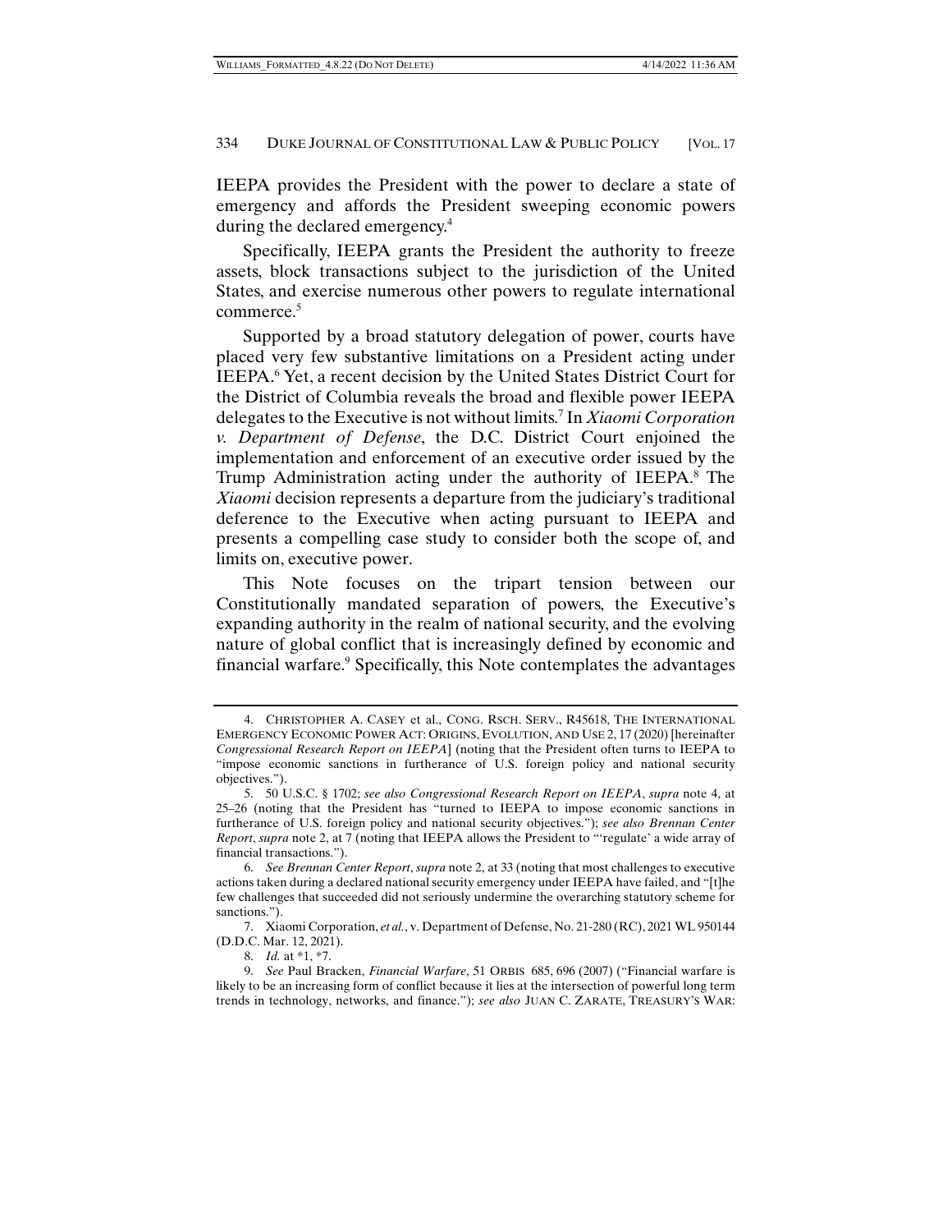IEEPA provides the President with the power to declare a state of emergency and affords the President sweeping economic powers during the declared emergency.[4]

Specifically, IEEPA grants the President the authority to freeze assets, block transactions subject to the jurisdiction of the United States, and exercise numerous other powers to regulate international commerce.[5]

Supported by a broad statutory delegation of power, courts have placed very few substantive limitations on a President acting under IEEPA.[6] Yet, a recent decision by the United States District Court for the District of Columbia reveals the broad and flexible power IEEPA delegates to the Executive is not without limits.[7] In *Xiaomi Corporation v. Department of Defense*, the D.C. District Court enjoined the implementation and enforcement of an executive order issued by the Trump Administration acting under the authority of IEEPA.[8] The *Xiaomi* decision represents a departure from the judiciary's traditional deference to the Executive when acting pursuant to IEEPA and presents a compelling case study to consider both the scope of, and limits on, executive power.

This Note focuses on the tripart tension between our Constitutionally mandated separation of powers, the Executive's expanding authority in the realm of national security, and the evolving nature of global conflict that is increasingly defined by economic and financial warfare.[9] Specifically, this Note contemplates the advantages

---

4. CHRISTOPHER A. CASEY et al., CONG. RSCH. SERV., R45618, THE INTERNATIONAL EMERGENCY ECONOMIC POWER ACT: ORIGINS, EVOLUTION, AND USE 2, 17 (2020) [hereinafter *Congressional Research Report on IEEPA*] (noting that the President often turns to IEEPA to "impose economic sanctions in furtherance of U.S. foreign policy and national security objectives.").

5. 50 U.S.C. § 1702; *see also Congressional Research Report on IEEPA*, *supra* note 4, at 25–26 (noting that the President has "turned to IEEPA to impose economic sanctions in furtherance of U.S. foreign policy and national security objectives."); *see also Brennan Center Report*, *supra* note 2, at 7 (noting that IEEPA allows the President to "'regulate' a wide array of financial transactions.").

6. *See Brennan Center Report*, *supra* note 2, at 33 (noting that most challenges to executive actions taken during a declared national security emergency under IEEPA have failed, and "[t]he few challenges that succeeded did not seriously undermine the overarching statutory scheme for sanctions.").

7. Xiaomi Corporation, *et al.*, v. Department of Defense, No. 21-280 (RC), 2021 WL 950144 (D.D.C. Mar. 12, 2021).

8. *Id.* at *1, *7.

9. *See* Paul Bracken, *Financial Warfare*, 51 ORBIS 685, 696 (2007) ("Financial warfare is likely to be an increasing form of conflict because it lies at the intersection of powerful long term trends in technology, networks, and finance."); *see also* JUAN C. ZARATE, TREASURY'S WAR: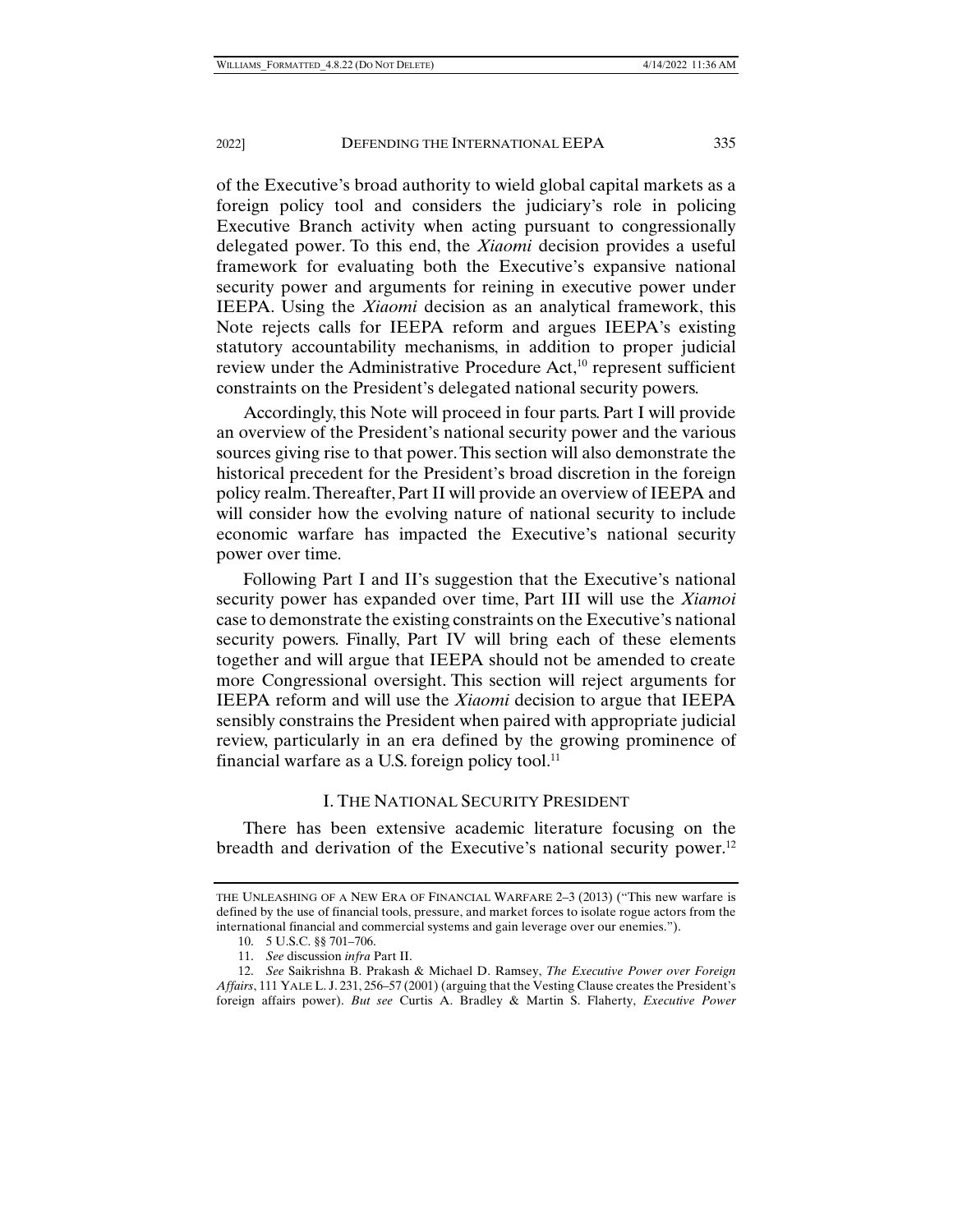of the Executive's broad authority to wield global capital markets as a foreign policy tool and considers the judiciary's role in policing Executive Branch activity when acting pursuant to congressionally delegated power. To this end, the *Xiaomi* decision provides a useful framework for evaluating both the Executive's expansive national security power and arguments for reining in executive power under IEEPA. Using the *Xiaomi* decision as an analytical framework, this Note rejects calls for IEEPA reform and argues IEEPA's existing statutory accountability mechanisms, in addition to proper judicial review under the Administrative Procedure Act,[10] represent sufficient constraints on the President's delegated national security powers.

Accordingly, this Note will proceed in four parts. Part I will provide an overview of the President's national security power and the various sources giving rise to that power. This section will also demonstrate the historical precedent for the President's broad discretion in the foreign policy realm. Thereafter, Part II will provide an overview of IEEPA and will consider how the evolving nature of national security to include economic warfare has impacted the Executive's national security power over time.

Following Part I and II's suggestion that the Executive's national security power has expanded over time, Part III will use the *Xiamoi* case to demonstrate the existing constraints on the Executive's national security powers. Finally, Part IV will bring each of these elements together and will argue that IEEPA should not be amended to create more Congressional oversight. This section will reject arguments for IEEPA reform and will use the *Xiaomi* decision to argue that IEEPA sensibly constrains the President when paired with appropriate judicial review, particularly in an era defined by the growing prominence of financial warfare as a U.S. foreign policy tool.[11]

## I. THE NATIONAL SECURITY PRESIDENT

There has been extensive academic literature focusing on the breadth and derivation of the Executive's national security power.[12]

---

THE UNLEASHING OF A NEW ERA OF FINANCIAL WARFARE 2–3 (2013) ("This new warfare is defined by the use of financial tools, pressure, and market forces to isolate rogue actors from the international financial and commercial systems and gain leverage over our enemies.").

10. 5 U.S.C. §§ 701–706.

11. *See* discussion *infra* Part II.

12. *See* Saikrishna B. Prakash & Michael D. Ramsey, *The Executive Power over Foreign Affairs*, 111 YALE L. J. 231, 256–57 (2001) (arguing that the Vesting Clause creates the President's foreign affairs power). *But see* Curtis A. Bradley & Martin S. Flaherty, *Executive Power*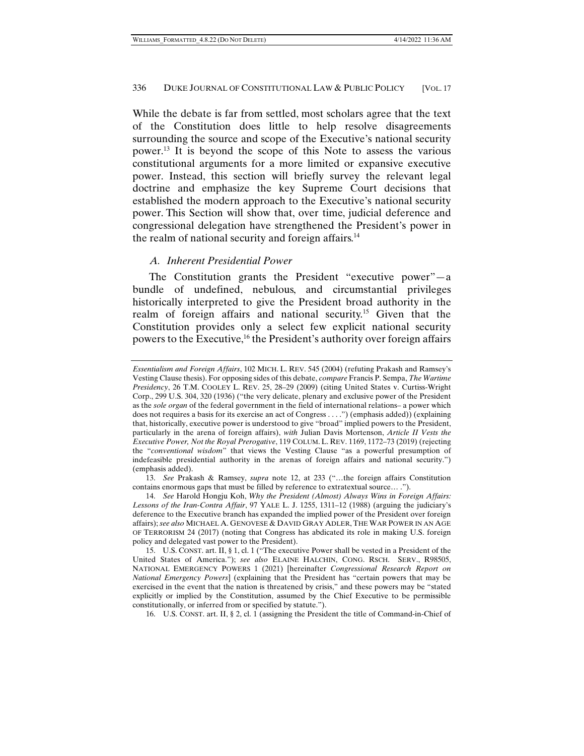While the debate is far from settled, most scholars agree that the text of the Constitution does little to help resolve disagreements surrounding the source and scope of the Executive's national security power.[13] It is beyond the scope of this Note to assess the various constitutional arguments for a more limited or expansive executive power. Instead, this section will briefly survey the relevant legal doctrine and emphasize the key Supreme Court decisions that established the modern approach to the Executive's national security power. This Section will show that, over time, judicial deference and congressional delegation have strengthened the President's power in the realm of national security and foreign affairs.[14]

### *A. Inherent Presidential Power*

The Constitution grants the President "executive power"—a bundle of undefined, nebulous, and circumstantial privileges historically interpreted to give the President broad authority in the realm of foreign affairs and national security.[15] Given that the Constitution provides only a select few explicit national security powers to the Executive,[16] the President's authority over foreign affairs

---

*Essentialism and Foreign Affairs*, 102 MICH. L. REV. 545 (2004) (refuting Prakash and Ramsey's Vesting Clause thesis). For opposing sides of this debate, *compare* Francis P. Sempa, *The Wartime Presidency*, 26 T.M. COOLEY L. REV. 25, 28–29 (2009) (citing United States v. Curtiss-Wright Corp., 299 U.S. 304, 320 (1936) ("the very delicate, plenary and exclusive power of the President as the *sole organ* of the federal government in the field of international relations– a power which does not requires a basis for its exercise an act of Congress . . . .") (emphasis added)) (explaining that, historically, executive power is understood to give "broad" implied powers to the President, particularly in the arena of foreign affairs), *with* Julian Davis Mortenson, *Article II Vests the Executive Power, Not the Royal Prerogative*, 119 COLUM. L. REV. 1169, 1172–73 (2019) (rejecting the "*conventional wisdom*" that views the Vesting Clause "as a powerful presumption of indefeasible presidential authority in the arenas of foreign affairs and national security.") (emphasis added).

13. *See* Prakash & Ramsey, *supra* note 12, at 233 ("…the foreign affairs Constitution contains enormous gaps that must be filled by reference to extratextual source… .").

14. *See* Harold Hongju Koh, *Why the President (Almost) Always Wins in Foreign Affairs: Lessons of the Iran-Contra Affair*, 97 YALE L. J. 1255, 1311–12 (1988) (arguing the judiciary's deference to the Executive branch has expanded the implied power of the President over foreign affairs); *see also* MICHAEL A. GENOVESE & DAVID GRAY ADLER, THE WAR POWER IN AN AGE OF TERRORISM 24 (2017) (noting that Congress has abdicated its role in making U.S. foreign policy and delegated vast power to the President).

15. U.S. CONST. art. II, § 1, cl. 1 ("The executive Power shall be vested in a President of the United States of America."); *see also* ELAINE HALCHIN, CONG. RSCH. SERV., R98505, NATIONAL EMERGENCY POWERS 1 (2021) [hereinafter *Congressional Research Report on National Emergency Powers*] (explaining that the President has "certain powers that may be exercised in the event that the nation is threatened by crisis," and these powers may be "stated explicitly or implied by the Constitution, assumed by the Chief Executive to be permissible constitutionally, or inferred from or specified by statute.").

16. U.S. CONST. art. II, § 2, cl. 1 (assigning the President the title of Command-in-Chief of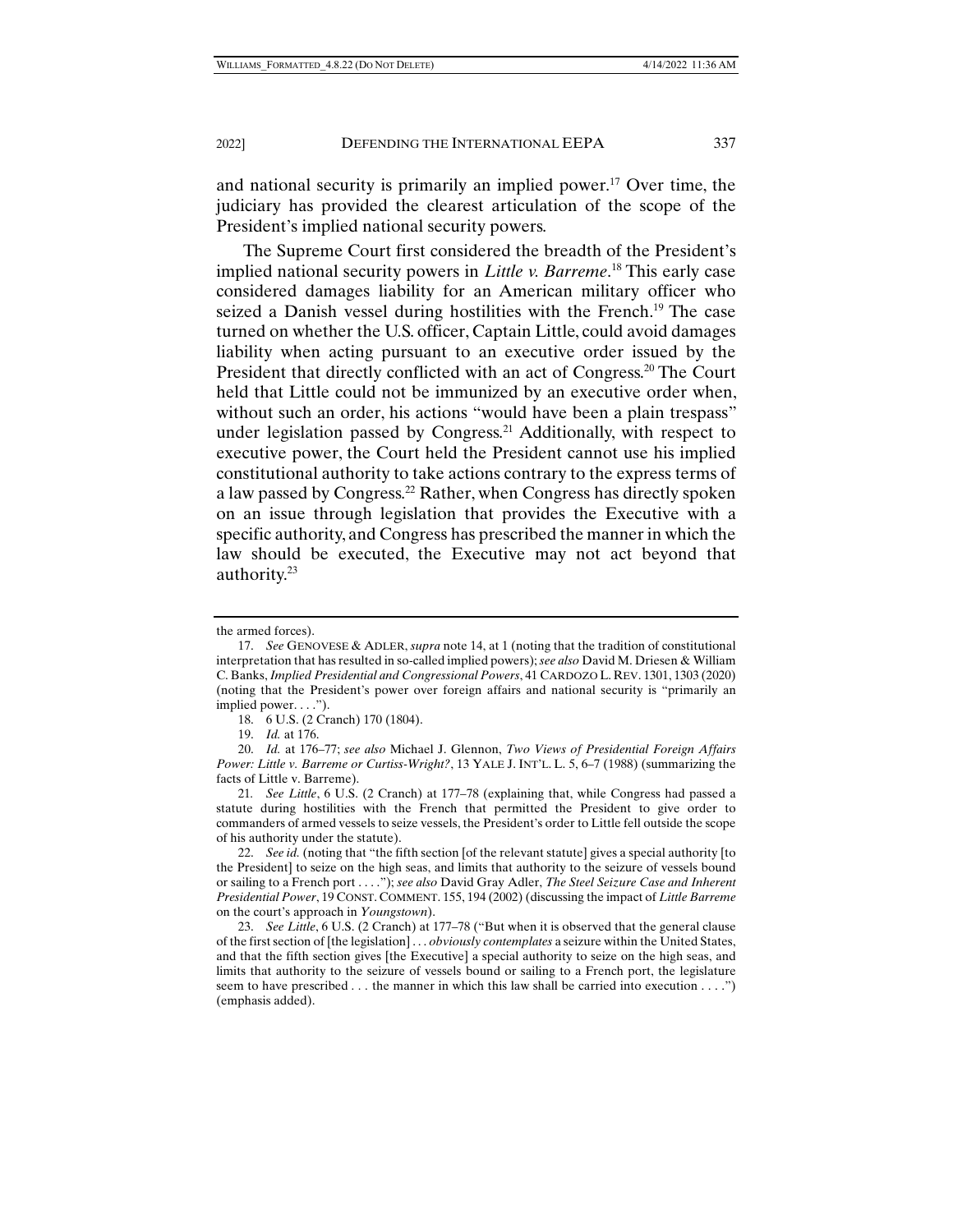and national security is primarily an implied power.[17] Over time, the judiciary has provided the clearest articulation of the scope of the President's implied national security powers.

The Supreme Court first considered the breadth of the President's implied national security powers in *Little v. Barreme*.[18] This early case considered damages liability for an American military officer who seized a Danish vessel during hostilities with the French.[19] The case turned on whether the U.S. officer, Captain Little, could avoid damages liability when acting pursuant to an executive order issued by the President that directly conflicted with an act of Congress.[20] The Court held that Little could not be immunized by an executive order when, without such an order, his actions "would have been a plain trespass" under legislation passed by Congress.[21] Additionally, with respect to executive power, the Court held the President cannot use his implied constitutional authority to take actions contrary to the express terms of a law passed by Congress.[22] Rather, when Congress has directly spoken on an issue through legislation that provides the Executive with a specific authority, and Congress has prescribed the manner in which the law should be executed, the Executive may not act beyond that authority.[23]

---

the armed forces).

17. *See* GENOVESE & ADLER, *supra* note 14, at 1 (noting that the tradition of constitutional interpretation that has resulted in so-called implied powers); *see also* David M. Driesen & William C. Banks, *Implied Presidential and Congressional Powers*, 41 CARDOZO L. REV. 1301, 1303 (2020) (noting that the President's power over foreign affairs and national security is "primarily an implied power. . . .").

18. 6 U.S. (2 Cranch) 170 (1804).

19. *Id.* at 176.

20. *Id.* at 176–77; *see also* Michael J. Glennon, *Two Views of Presidential Foreign Affairs Power: Little v. Barreme or Curtiss-Wright?*, 13 YALE J. INT'L. L. 5, 6–7 (1988) (summarizing the facts of Little v. Barreme).

21. *See Little*, 6 U.S. (2 Cranch) at 177–78 (explaining that, while Congress had passed a statute during hostilities with the French that permitted the President to give order to commanders of armed vessels to seize vessels, the President's order to Little fell outside the scope of his authority under the statute).

22. *See id.* (noting that "the fifth section [of the relevant statute] gives a special authority [to the President] to seize on the high seas, and limits that authority to the seizure of vessels bound or sailing to a French port . . . ."); *see also* David Gray Adler, *The Steel Seizure Case and Inherent Presidential Power*, 19 CONST. COMMENT. 155, 194 (2002) (discussing the impact of *Little Barreme* on the court's approach in *Youngstown*).

23. *See Little*, 6 U.S. (2 Cranch) at 177–78 ("But when it is observed that the general clause of the first section of [the legislation] . . . *obviously contemplates* a seizure within the United States, and that the fifth section gives [the Executive] a special authority to seize on the high seas, and limits that authority to the seizure of vessels bound or sailing to a French port, the legislature seem to have prescribed . . . the manner in which this law shall be carried into execution . . . .") (emphasis added).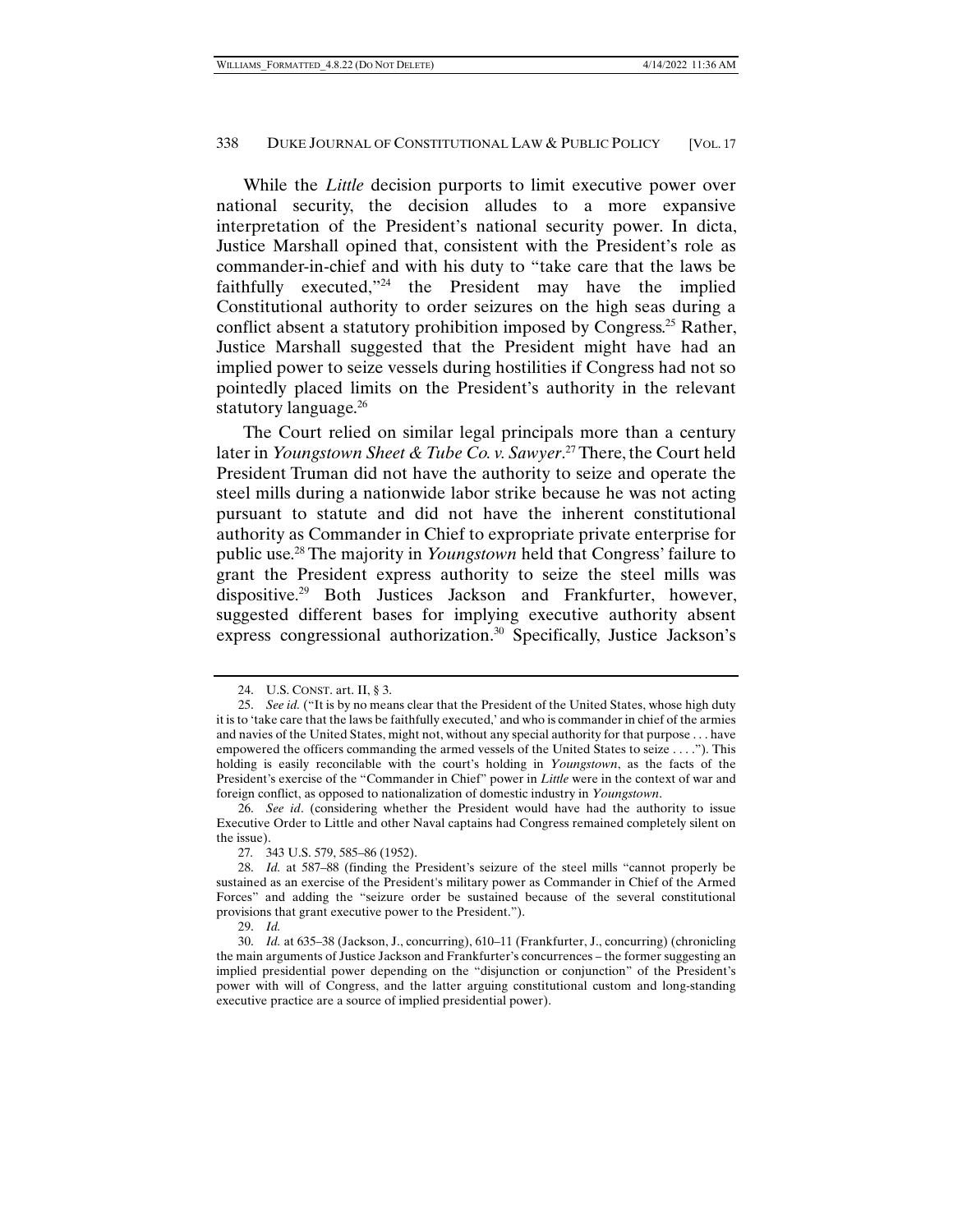While the *Little* decision purports to limit executive power over national security, the decision alludes to a more expansive interpretation of the President's national security power. In dicta, Justice Marshall opined that, consistent with the President's role as commander-in-chief and with his duty to "take care that the laws be faithfully executed,"[24] the President may have the implied Constitutional authority to order seizures on the high seas during a conflict absent a statutory prohibition imposed by Congress.[25] Rather, Justice Marshall suggested that the President might have had an implied power to seize vessels during hostilities if Congress had not so pointedly placed limits on the President's authority in the relevant statutory language.[26]

The Court relied on similar legal principals more than a century later in *Youngstown Sheet & Tube Co. v. Sawyer*.[27] There, the Court held President Truman did not have the authority to seize and operate the steel mills during a nationwide labor strike because he was not acting pursuant to statute and did not have the inherent constitutional authority as Commander in Chief to expropriate private enterprise for public use.[28] The majority in *Youngstown* held that Congress' failure to grant the President express authority to seize the steel mills was dispositive.[29] Both Justices Jackson and Frankfurter, however, suggested different bases for implying executive authority absent express congressional authorization.[30] Specifically, Justice Jackson's

---

24. U.S. CONST. art. II, § 3.

25. *See id.* ("It is by no means clear that the President of the United States, whose high duty it is to 'take care that the laws be faithfully executed,' and who is commander in chief of the armies and navies of the United States, might not, without any special authority for that purpose . . . have empowered the officers commanding the armed vessels of the United States to seize . . . ."). This holding is easily reconcilable with the court's holding in *Youngstown*, as the facts of the President's exercise of the "Commander in Chief" power in *Little* were in the context of war and foreign conflict, as opposed to nationalization of domestic industry in *Youngstown*.

26. *See id*. (considering whether the President would have had the authority to issue Executive Order to Little and other Naval captains had Congress remained completely silent on the issue).

27. 343 U.S. 579, 585–86 (1952).

28. *Id.* at 587–88 (finding the President's seizure of the steel mills "cannot properly be sustained as an exercise of the President's military power as Commander in Chief of the Armed Forces" and adding the "seizure order be sustained because of the several constitutional provisions that grant executive power to the President.").

29. *Id.*

30. *Id.* at 635–38 (Jackson, J., concurring), 610–11 (Frankfurter, J., concurring) (chronicling the main arguments of Justice Jackson and Frankfurter's concurrences – the former suggesting an implied presidential power depending on the "disjunction or conjunction" of the President's power with will of Congress, and the latter arguing constitutional custom and long-standing executive practice are a source of implied presidential power).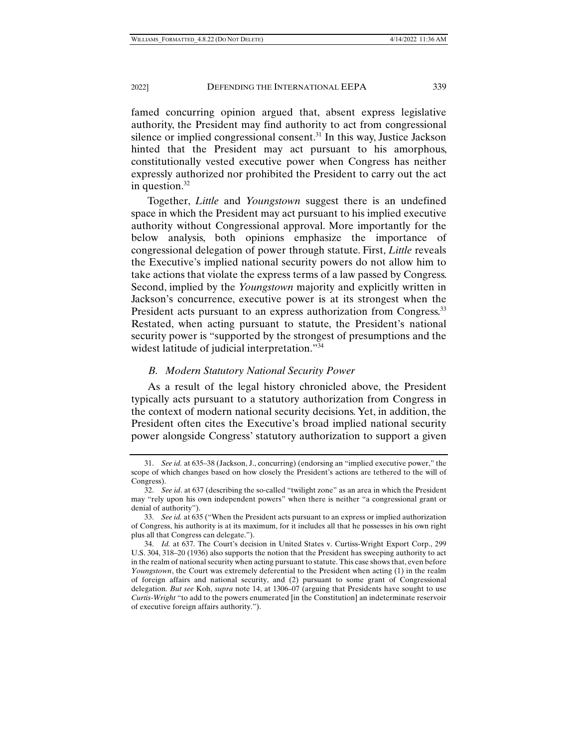famed concurring opinion argued that, absent express legislative authority, the President may find authority to act from congressional silence or implied congressional consent.[31] In this way, Justice Jackson hinted that the President may act pursuant to his amorphous, constitutionally vested executive power when Congress has neither expressly authorized nor prohibited the President to carry out the act in question.[32]

Together, *Little* and *Youngstown* suggest there is an undefined space in which the President may act pursuant to his implied executive authority without Congressional approval. More importantly for the below analysis, both opinions emphasize the importance of congressional delegation of power through statute. First, *Little* reveals the Executive's implied national security powers do not allow him to take actions that violate the express terms of a law passed by Congress. Second, implied by the *Youngstown* majority and explicitly written in Jackson's concurrence, executive power is at its strongest when the President acts pursuant to an express authorization from Congress.[33] Restated, when acting pursuant to statute, the President's national security power is "supported by the strongest of presumptions and the widest latitude of judicial interpretation."[34]

### *B. Modern Statutory National Security Power*

As a result of the legal history chronicled above, the President typically acts pursuant to a statutory authorization from Congress in the context of modern national security decisions. Yet, in addition, the President often cites the Executive's broad implied national security power alongside Congress' statutory authorization to support a given

---

31. *See id.* at 635–38 (Jackson, J., concurring) (endorsing an "implied executive power," the scope of which changes based on how closely the President's actions are tethered to the will of Congress).

32. *See id*. at 637 (describing the so-called "twilight zone" as an area in which the President may "rely upon his own independent powers" when there is neither "a congressional grant or denial of authority").

33. *See id.* at 635 ("When the President acts pursuant to an express or implied authorization of Congress, his authority is at its maximum, for it includes all that he possesses in his own right plus all that Congress can delegate.").

34. *Id.* at 637. The Court's decision in United States v. Curtiss-Wright Export Corp., 299 U.S. 304, 318–20 (1936) also supports the notion that the President has sweeping authority to act in the realm of national security when acting pursuant to statute. This case shows that, even before *Youngstown*, the Court was extremely deferential to the President when acting (1) in the realm of foreign affairs and national security, and (2) pursuant to some grant of Congressional delegation. *But see* Koh, *supra* note 14, at 1306–07 (arguing that Presidents have sought to use *Curtis-Wright* "to add to the powers enumerated [in the Constitution] an indeterminate reservoir of executive foreign affairs authority.").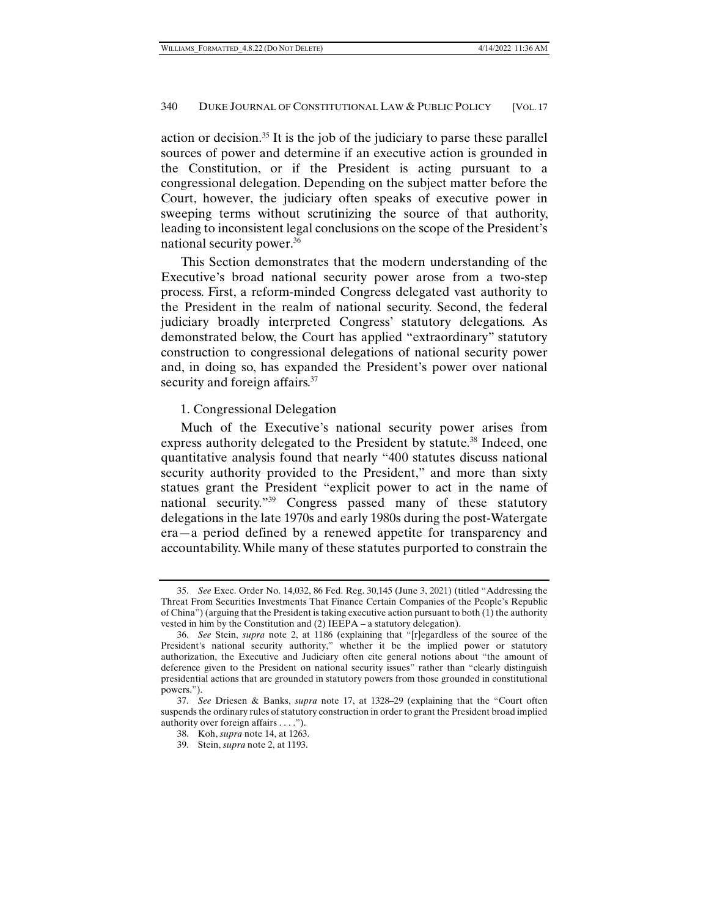action or decision.[35] It is the job of the judiciary to parse these parallel sources of power and determine if an executive action is grounded in the Constitution, or if the President is acting pursuant to a congressional delegation. Depending on the subject matter before the Court, however, the judiciary often speaks of executive power in sweeping terms without scrutinizing the source of that authority, leading to inconsistent legal conclusions on the scope of the President's national security power.[36]

This Section demonstrates that the modern understanding of the Executive's broad national security power arose from a two-step process. First, a reform-minded Congress delegated vast authority to the President in the realm of national security. Second, the federal judiciary broadly interpreted Congress' statutory delegations. As demonstrated below, the Court has applied "extraordinary" statutory construction to congressional delegations of national security power and, in doing so, has expanded the President's power over national security and foreign affairs.[37]

1. Congressional Delegation

Much of the Executive's national security power arises from express authority delegated to the President by statute.[38] Indeed, one quantitative analysis found that nearly "400 statutes discuss national security authority provided to the President," and more than sixty statues grant the President "explicit power to act in the name of national security."[39] Congress passed many of these statutory delegations in the late 1970s and early 1980s during the post-Watergate era—a period defined by a renewed appetite for transparency and accountability. While many of these statutes purported to constrain the

---

35. *See* Exec. Order No. 14,032, 86 Fed. Reg. 30,145 (June 3, 2021) (titled "Addressing the Threat From Securities Investments That Finance Certain Companies of the People's Republic of China") (arguing that the President is taking executive action pursuant to both (1) the authority vested in him by the Constitution and (2) IEEPA – a statutory delegation).

36. *See* Stein, *supra* note 2, at 1186 (explaining that "[r]egardless of the source of the President's national security authority," whether it be the implied power or statutory authorization, the Executive and Judiciary often cite general notions about "the amount of deference given to the President on national security issues" rather than "clearly distinguish presidential actions that are grounded in statutory powers from those grounded in constitutional powers.").

37. *See* Driesen & Banks, *supra* note 17, at 1328–29 (explaining that the "Court often suspends the ordinary rules of statutory construction in order to grant the President broad implied authority over foreign affairs . . . .").

38. Koh, *supra* note 14, at 1263.

39. Stein, *supra* note 2, at 1193.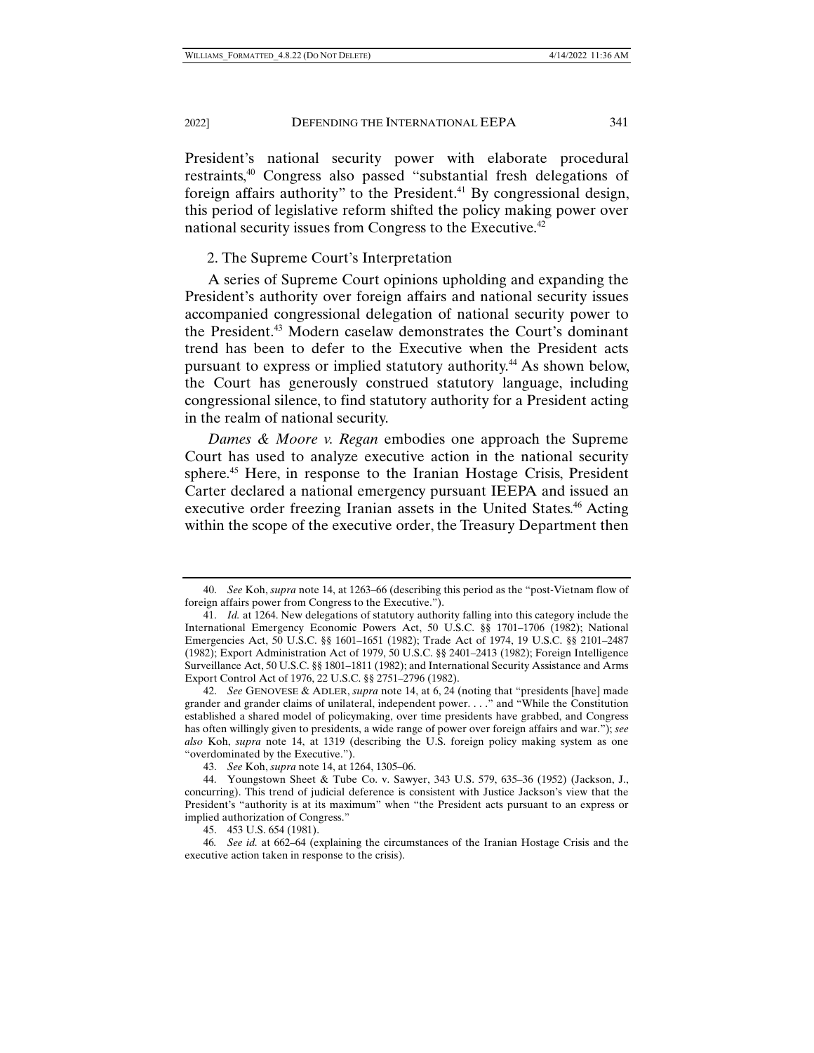President's national security power with elaborate procedural restraints,[40] Congress also passed "substantial fresh delegations of foreign affairs authority" to the President.[41] By congressional design, this period of legislative reform shifted the policy making power over national security issues from Congress to the Executive.[42]

### 2. The Supreme Court's Interpretation

A series of Supreme Court opinions upholding and expanding the President's authority over foreign affairs and national security issues accompanied congressional delegation of national security power to the President.[43] Modern caselaw demonstrates the Court's dominant trend has been to defer to the Executive when the President acts pursuant to express or implied statutory authority.[44] As shown below, the Court has generously construed statutory language, including congressional silence, to find statutory authority for a President acting in the realm of national security.

*Dames & Moore v. Regan* embodies one approach the Supreme Court has used to analyze executive action in the national security sphere.[45] Here, in response to the Iranian Hostage Crisis, President Carter declared a national emergency pursuant IEEPA and issued an executive order freezing Iranian assets in the United States.[46] Acting within the scope of the executive order, the Treasury Department then

---

40. *See* Koh, *supra* note 14, at 1263–66 (describing this period as the "post-Vietnam flow of foreign affairs power from Congress to the Executive.").

41. *Id.* at 1264. New delegations of statutory authority falling into this category include the International Emergency Economic Powers Act, 50 U.S.C. §§ 1701–1706 (1982); National Emergencies Act, 50 U.S.C. §§ 1601–1651 (1982); Trade Act of 1974, 19 U.S.C. §§ 2101–2487 (1982); Export Administration Act of 1979, 50 U.S.C. §§ 2401–2413 (1982); Foreign Intelligence Surveillance Act, 50 U.S.C. §§ 1801–1811 (1982); and International Security Assistance and Arms Export Control Act of 1976, 22 U.S.C. §§ 2751–2796 (1982).

42. *See* GENOVESE & ADLER, *supra* note 14, at 6, 24 (noting that "presidents [have] made grander and grander claims of unilateral, independent power. . . ." and "While the Constitution established a shared model of policymaking, over time presidents have grabbed, and Congress has often willingly given to presidents, a wide range of power over foreign affairs and war."); *see also* Koh, *supra* note 14, at 1319 (describing the U.S. foreign policy making system as one "overdominated by the Executive.").

43. *See* Koh, *supra* note 14, at 1264, 1305–06.

44. Youngstown Sheet & Tube Co. v. Sawyer, 343 U.S. 579, 635–36 (1952) (Jackson, J., concurring). This trend of judicial deference is consistent with Justice Jackson's view that the President's "authority is at its maximum" when "the President acts pursuant to an express or implied authorization of Congress."

45. 453 U.S. 654 (1981).

46. *See id.* at 662–64 (explaining the circumstances of the Iranian Hostage Crisis and the executive action taken in response to the crisis).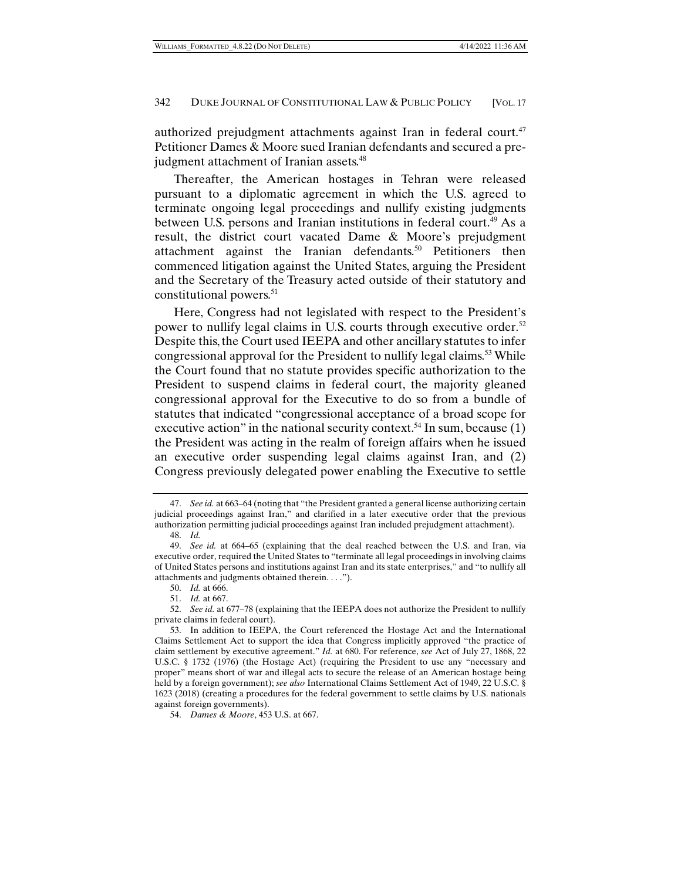authorized prejudgment attachments against Iran in federal court.[47] Petitioner Dames & Moore sued Iranian defendants and secured a pre-judgment attachment of Iranian assets.[48]

Thereafter, the American hostages in Tehran were released pursuant to a diplomatic agreement in which the U.S. agreed to terminate ongoing legal proceedings and nullify existing judgments between U.S. persons and Iranian institutions in federal court.[49] As a result, the district court vacated Dame & Moore's prejudgment attachment against the Iranian defendants.[50] Petitioners then commenced litigation against the United States, arguing the President and the Secretary of the Treasury acted outside of their statutory and constitutional powers.[51]

Here, Congress had not legislated with respect to the President's power to nullify legal claims in U.S. courts through executive order.[52] Despite this, the Court used IEEPA and other ancillary statutes to infer congressional approval for the President to nullify legal claims.[53] While the Court found that no statute provides specific authorization to the President to suspend claims in federal court, the majority gleaned congressional approval for the Executive to do so from a bundle of statutes that indicated "congressional acceptance of a broad scope for executive action" in the national security context.[54] In sum, because (1) the President was acting in the realm of foreign affairs when he issued an executive order suspending legal claims against Iran, and (2) Congress previously delegated power enabling the Executive to settle

---

47. *See id.* at 663–64 (noting that "the President granted a general license authorizing certain judicial proceedings against Iran," and clarified in a later executive order that the previous authorization permitting judicial proceedings against Iran included prejudgment attachment).

48. *Id.*

49. *See id.* at 664–65 (explaining that the deal reached between the U.S. and Iran, via executive order, required the United States to "terminate all legal proceedings in involving claims of United States persons and institutions against Iran and its state enterprises," and "to nullify all attachments and judgments obtained therein. . . .").

50. *Id.* at 666.

51. *Id.* at 667.

52. *See id.* at 677–78 (explaining that the IEEPA does not authorize the President to nullify private claims in federal court).

53. In addition to IEEPA, the Court referenced the Hostage Act and the International Claims Settlement Act to support the idea that Congress implicitly approved "the practice of claim settlement by executive agreement." *Id.* at 680. For reference, *see* Act of July 27, 1868, 22 U.S.C. § 1732 (1976) (the Hostage Act) (requiring the President to use any "necessary and proper" means short of war and illegal acts to secure the release of an American hostage being held by a foreign government); *see also* International Claims Settlement Act of 1949, 22 U.S.C. § 1623 (2018) (creating a procedures for the federal government to settle claims by U.S. nationals against foreign governments).

54. *Dames & Moore*, 453 U.S. at 667.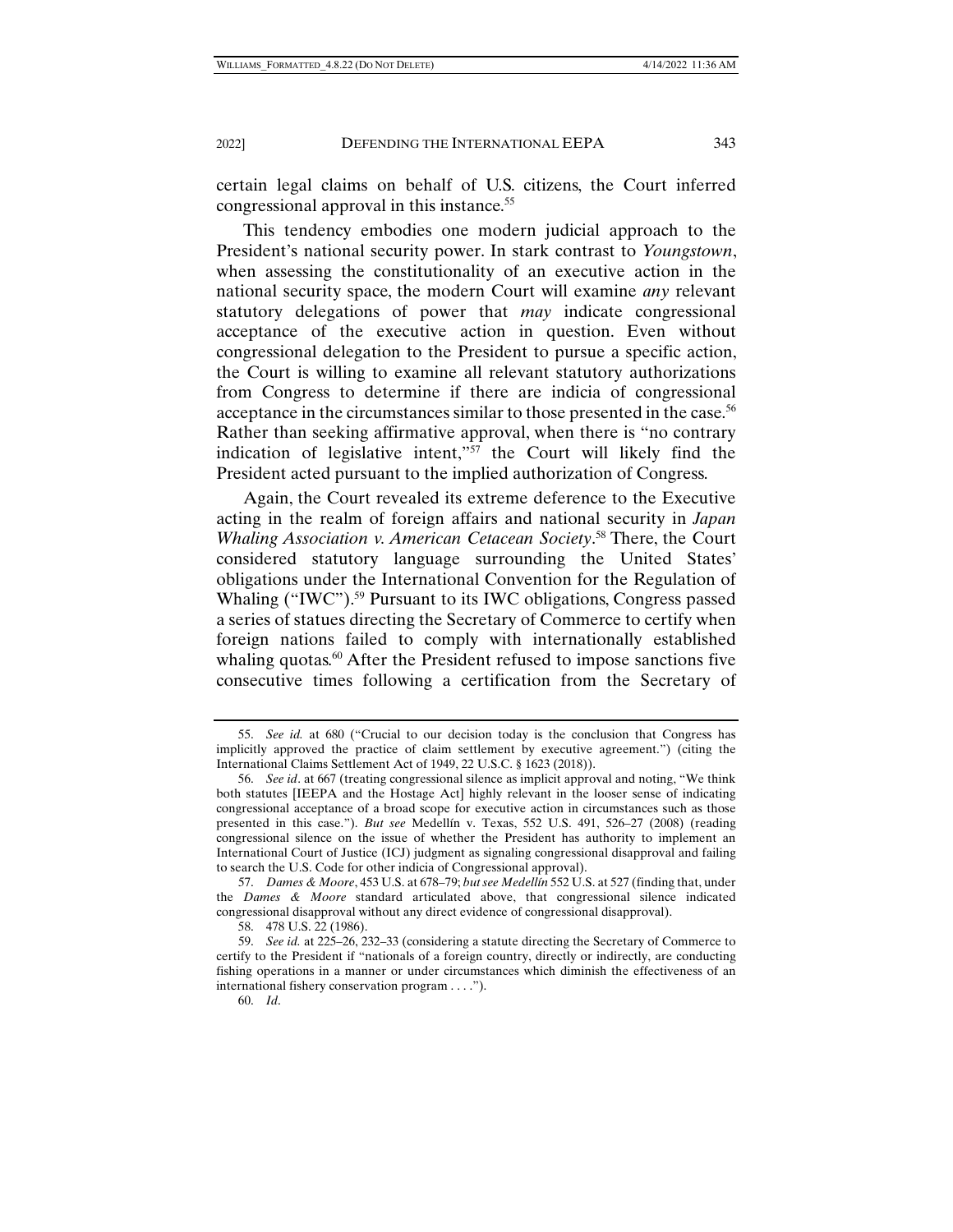certain legal claims on behalf of U.S. citizens, the Court inferred congressional approval in this instance.[55]

This tendency embodies one modern judicial approach to the President's national security power. In stark contrast to *Youngstown*, when assessing the constitutionality of an executive action in the national security space, the modern Court will examine *any* relevant statutory delegations of power that *may* indicate congressional acceptance of the executive action in question. Even without congressional delegation to the President to pursue a specific action, the Court is willing to examine all relevant statutory authorizations from Congress to determine if there are indicia of congressional acceptance in the circumstances similar to those presented in the case.[56] Rather than seeking affirmative approval, when there is "no contrary indication of legislative intent,"[57] the Court will likely find the President acted pursuant to the implied authorization of Congress.

Again, the Court revealed its extreme deference to the Executive acting in the realm of foreign affairs and national security in *Japan Whaling Association v. American Cetacean Society*.[58] There, the Court considered statutory language surrounding the United States' obligations under the International Convention for the Regulation of Whaling ("IWC").[59] Pursuant to its IWC obligations, Congress passed a series of statues directing the Secretary of Commerce to certify when foreign nations failed to comply with internationally established whaling quotas.[60] After the President refused to impose sanctions five consecutive times following a certification from the Secretary of

---

55. *See id.* at 680 ("Crucial to our decision today is the conclusion that Congress has implicitly approved the practice of claim settlement by executive agreement.") (citing the International Claims Settlement Act of 1949, 22 U.S.C. § 1623 (2018)).

56. *See id*. at 667 (treating congressional silence as implicit approval and noting, "We think both statutes [IEEPA and the Hostage Act] highly relevant in the looser sense of indicating congressional acceptance of a broad scope for executive action in circumstances such as those presented in this case."). *But see* Medellín v. Texas, 552 U.S. 491, 526–27 (2008) (reading congressional silence on the issue of whether the President has authority to implement an International Court of Justice (ICJ) judgment as signaling congressional disapproval and failing to search the U.S. Code for other indicia of Congressional approval).

57. *Dames & Moore*, 453 U.S. at 678–79; *but see Medellín* 552 U.S. at 527 (finding that, under the *Dames & Moore* standard articulated above, that congressional silence indicated congressional disapproval without any direct evidence of congressional disapproval).

58. 478 U.S. 22 (1986).

59. *See id.* at 225–26, 232–33 (considering a statute directing the Secretary of Commerce to certify to the President if "nationals of a foreign country, directly or indirectly, are conducting fishing operations in a manner or under circumstances which diminish the effectiveness of an international fishery conservation program . . . .").

60. *Id*.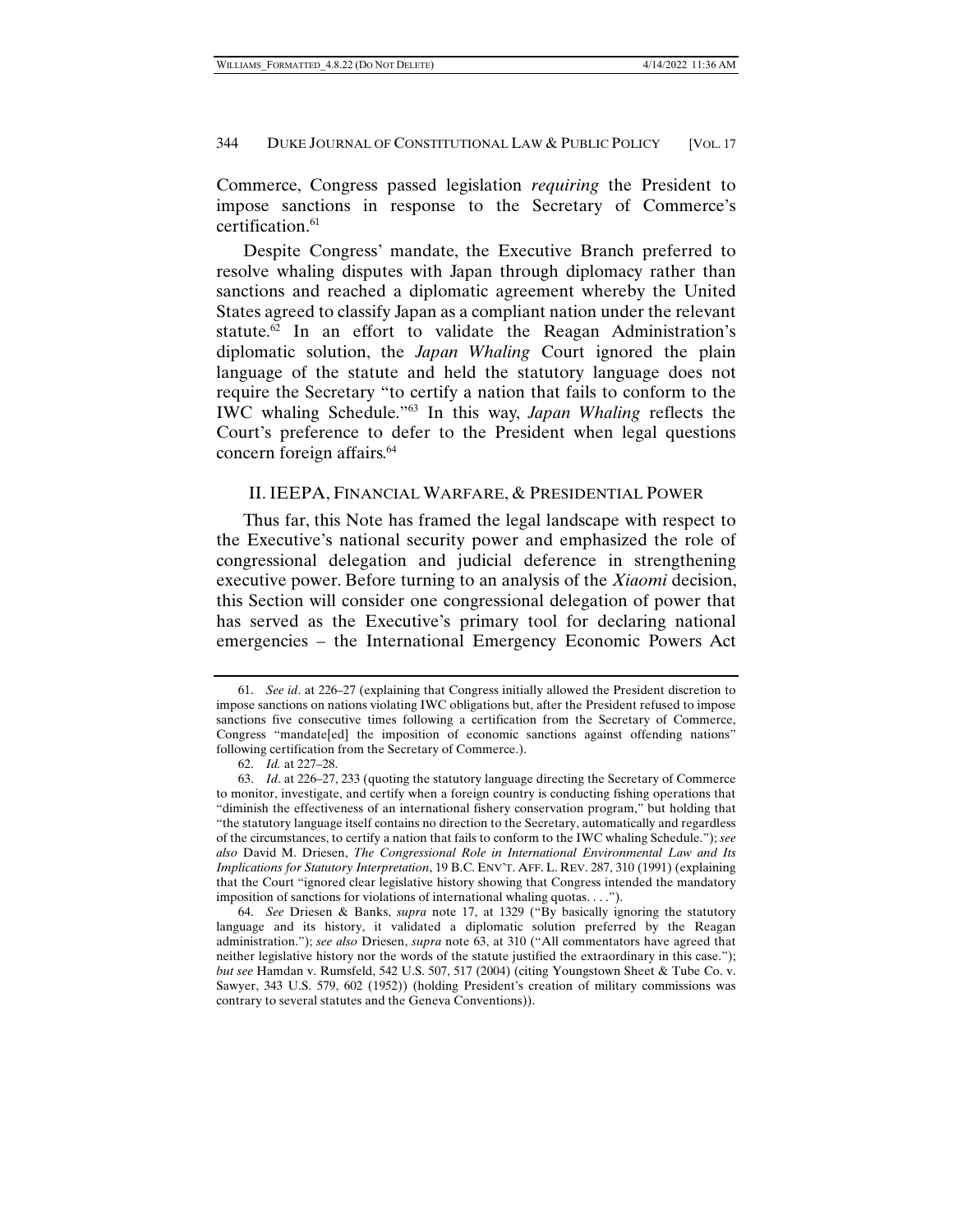Commerce, Congress passed legislation *requiring* the President to impose sanctions in response to the Secretary of Commerce's certification.[61]

Despite Congress' mandate, the Executive Branch preferred to resolve whaling disputes with Japan through diplomacy rather than sanctions and reached a diplomatic agreement whereby the United States agreed to classify Japan as a compliant nation under the relevant statute.[62] In an effort to validate the Reagan Administration's diplomatic solution, the *Japan Whaling* Court ignored the plain language of the statute and held the statutory language does not require the Secretary "to certify a nation that fails to conform to the IWC whaling Schedule."[63] In this way, *Japan Whaling* reflects the Court's preference to defer to the President when legal questions concern foreign affairs.[64]

## II. IEEPA, FINANCIAL WARFARE, & PRESIDENTIAL POWER

Thus far, this Note has framed the legal landscape with respect to the Executive's national security power and emphasized the role of congressional delegation and judicial deference in strengthening executive power. Before turning to an analysis of the *Xiaomi* decision, this Section will consider one congressional delegation of power that has served as the Executive's primary tool for declaring national emergencies – the International Emergency Economic Powers Act

---

61. *See id*. at 226–27 (explaining that Congress initially allowed the President discretion to impose sanctions on nations violating IWC obligations but, after the President refused to impose sanctions five consecutive times following a certification from the Secretary of Commerce, Congress "mandate[ed] the imposition of economic sanctions against offending nations" following certification from the Secretary of Commerce.).

62. *Id.* at 227–28.

63. *Id*. at 226–27, 233 (quoting the statutory language directing the Secretary of Commerce to monitor, investigate, and certify when a foreign country is conducting fishing operations that "diminish the effectiveness of an international fishery conservation program," but holding that "the statutory language itself contains no direction to the Secretary, automatically and regardless of the circumstances, to certify a nation that fails to conform to the IWC whaling Schedule."); *see also* David M. Driesen, *The Congressional Role in International Environmental Law and Its Implications for Statutory Interpretation*, 19 B.C. ENV'T. AFF. L. REV. 287, 310 (1991) (explaining that the Court "ignored clear legislative history showing that Congress intended the mandatory imposition of sanctions for violations of international whaling quotas. . . .").

64. *See* Driesen & Banks, *supra* note 17, at 1329 ("By basically ignoring the statutory language and its history, it validated a diplomatic solution preferred by the Reagan administration."); *see also* Driesen, *supra* note 63, at 310 ("All commentators have agreed that neither legislative history nor the words of the statute justified the extraordinary in this case."); *but see* Hamdan v. Rumsfeld, 542 U.S. 507, 517 (2004) (citing Youngstown Sheet & Tube Co. v. Sawyer, 343 U.S. 579, 602 (1952)) (holding President's creation of military commissions was contrary to several statutes and the Geneva Conventions)).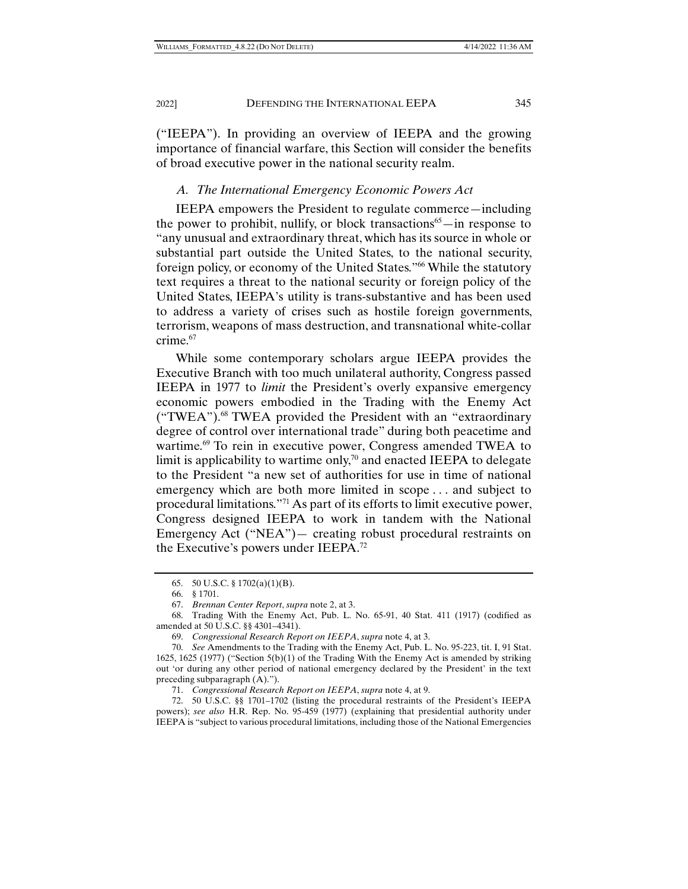("IEEPA"). In providing an overview of IEEPA and the growing importance of financial warfare, this Section will consider the benefits of broad executive power in the national security realm.

### *A. The International Emergency Economic Powers Act*

IEEPA empowers the President to regulate commerce—including the power to prohibit, nullify, or block transactions[65]—in response to "any unusual and extraordinary threat, which has its source in whole or substantial part outside the United States, to the national security, foreign policy, or economy of the United States."[66] While the statutory text requires a threat to the national security or foreign policy of the United States, IEEPA's utility is trans-substantive and has been used to address a variety of crises such as hostile foreign governments, terrorism, weapons of mass destruction, and transnational white-collar crime.[67]

While some contemporary scholars argue IEEPA provides the Executive Branch with too much unilateral authority, Congress passed IEEPA in 1977 to *limit* the President's overly expansive emergency economic powers embodied in the Trading with the Enemy Act ("TWEA").[68] TWEA provided the President with an "extraordinary degree of control over international trade" during both peacetime and wartime.[69] To rein in executive power, Congress amended TWEA to limit is applicability to wartime only,[70] and enacted IEEPA to delegate to the President "a new set of authorities for use in time of national emergency which are both more limited in scope . . . and subject to procedural limitations."[71] As part of its efforts to limit executive power, Congress designed IEEPA to work in tandem with the National Emergency Act ("NEA")— creating robust procedural restraints on the Executive's powers under IEEPA.[72]

---

65. 50 U.S.C. § 1702(a)(1)(B).

66. § 1701.

67. *Brennan Center Report*, *supra* note 2, at 3.

68. Trading With the Enemy Act, Pub. L. No. 65-91, 40 Stat. 411 (1917) (codified as amended at 50 U.S.C. §§ 4301–4341).

69. *Congressional Research Report on IEEPA*, *supra* note 4, at 3.

70. *See* Amendments to the Trading with the Enemy Act, Pub. L. No. 95-223, tit. I, 91 Stat. 1625, 1625 (1977) ("Section 5(b)(1) of the Trading With the Enemy Act is amended by striking out 'or during any other period of national emergency declared by the President' in the text preceding subparagraph (A).").

71. *Congressional Research Report on IEEPA*, *supra* note 4, at 9.

72. 50 U.S.C. §§ 1701–1702 (listing the procedural restraints of the President's IEEPA powers); *see also* H.R. Rep. No. 95-459 (1977) (explaining that presidential authority under IEEPA is "subject to various procedural limitations, including those of the National Emergencies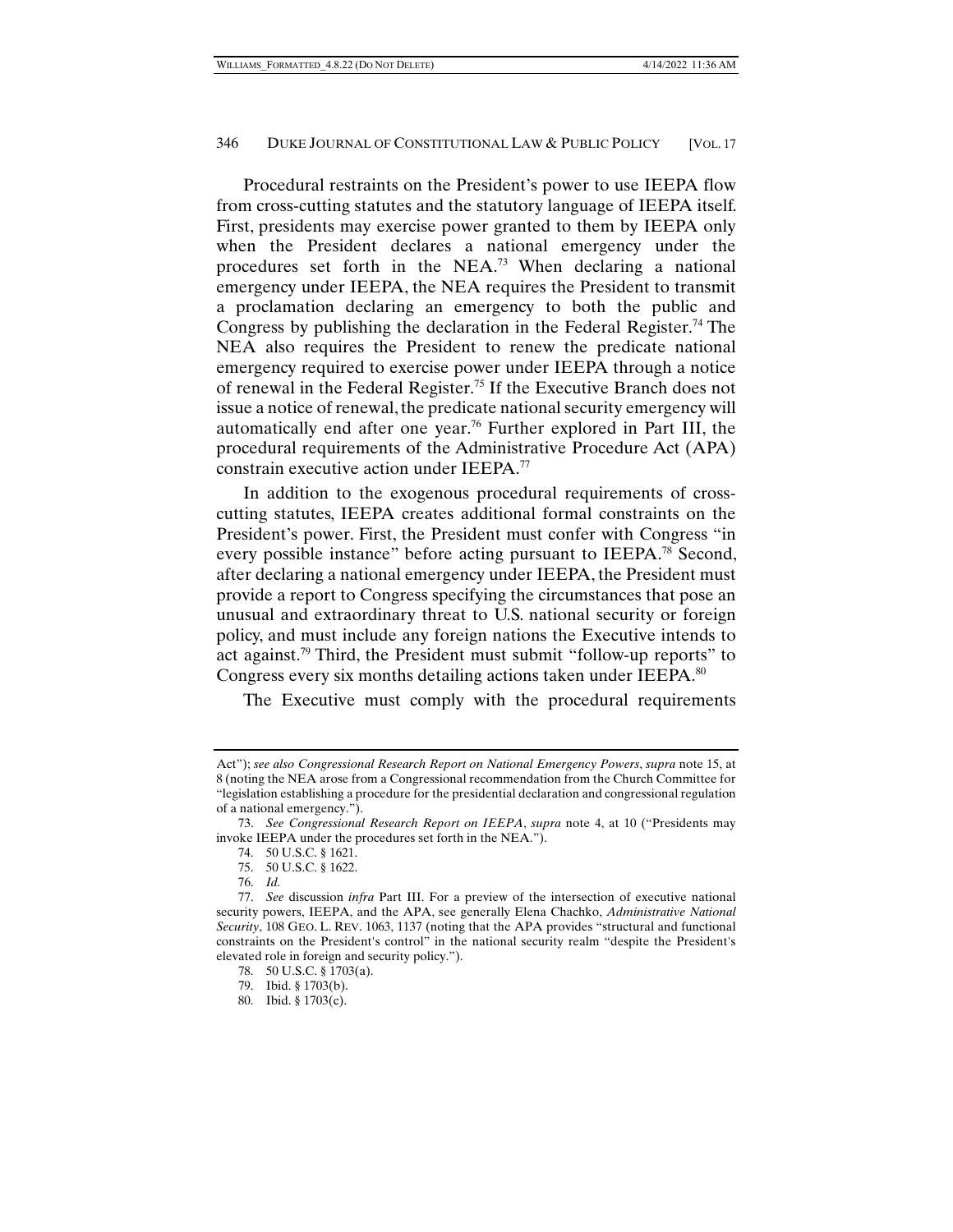Procedural restraints on the President's power to use IEEPA flow from cross-cutting statutes and the statutory language of IEEPA itself. First, presidents may exercise power granted to them by IEEPA only when the President declares a national emergency under the procedures set forth in the NEA.[73] When declaring a national emergency under IEEPA, the NEA requires the President to transmit a proclamation declaring an emergency to both the public and Congress by publishing the declaration in the Federal Register.[74] The NEA also requires the President to renew the predicate national emergency required to exercise power under IEEPA through a notice of renewal in the Federal Register.[75] If the Executive Branch does not issue a notice of renewal, the predicate national security emergency will automatically end after one year.[76] Further explored in Part III, the procedural requirements of the Administrative Procedure Act (APA) constrain executive action under IEEPA.[77]

In addition to the exogenous procedural requirements of cross-cutting statutes, IEEPA creates additional formal constraints on the President's power. First, the President must confer with Congress "in every possible instance" before acting pursuant to IEEPA.[78] Second, after declaring a national emergency under IEEPA, the President must provide a report to Congress specifying the circumstances that pose an unusual and extraordinary threat to U.S. national security or foreign policy, and must include any foreign nations the Executive intends to act against.[79] Third, the President must submit "follow-up reports" to Congress every six months detailing actions taken under IEEPA.[80]

The Executive must comply with the procedural requirements

---

Act"); *see also Congressional Research Report on National Emergency Powers*, *supra* note 15, at 8 (noting the NEA arose from a Congressional recommendation from the Church Committee for "legislation establishing a procedure for the presidential declaration and congressional regulation of a national emergency.").

73. *See Congressional Research Report on IEEPA*, *supra* note 4, at 10 ("Presidents may invoke IEEPA under the procedures set forth in the NEA.").

74. 50 U.S.C. § 1621.

75. 50 U.S.C. § 1622.

76. *Id.*

77. *See* discussion *infra* Part III. For a preview of the intersection of executive national security powers, IEEPA, and the APA, see generally Elena Chachko, *Administrative National Security*, 108 GEO. L. REV. 1063, 1137 (noting that the APA provides "structural and functional constraints on the President's control" in the national security realm "despite the President's elevated role in foreign and security policy.").

78. 50 U.S.C. § 1703(a).

79. Ibid. § 1703(b).

80. Ibid. § 1703(c).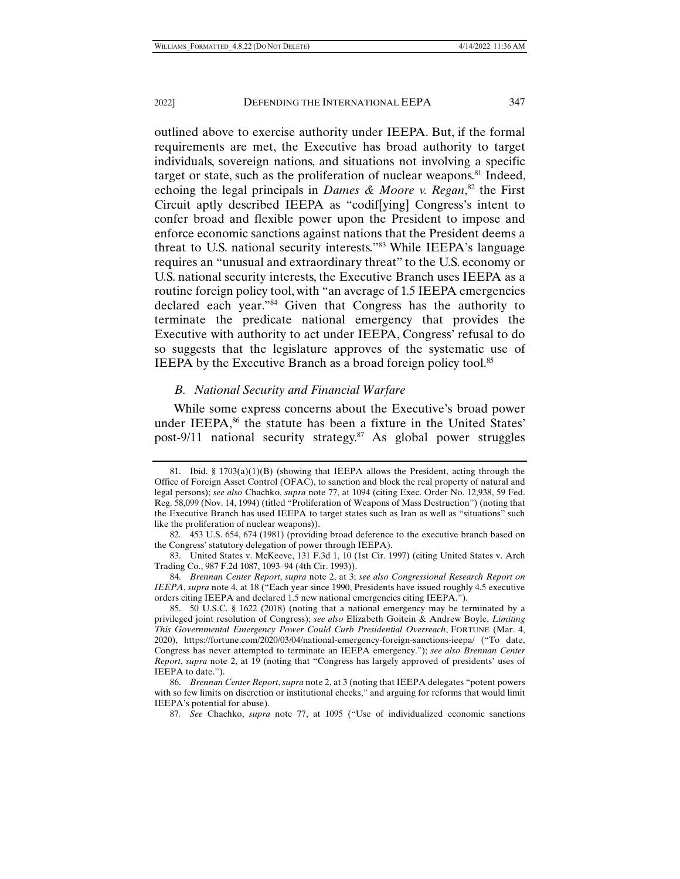outlined above to exercise authority under IEEPA. But, if the formal requirements are met, the Executive has broad authority to target individuals, sovereign nations, and situations not involving a specific target or state, such as the proliferation of nuclear weapons.[81] Indeed, echoing the legal principals in *Dames & Moore v. Regan*,[82] the First Circuit aptly described IEEPA as "codif[ying] Congress's intent to confer broad and flexible power upon the President to impose and enforce economic sanctions against nations that the President deems a threat to U.S. national security interests."[83] While IEEPA's language requires an "unusual and extraordinary threat" to the U.S. economy or U.S. national security interests, the Executive Branch uses IEEPA as a routine foreign policy tool, with "an average of 1.5 IEEPA emergencies declared each year."[84] Given that Congress has the authority to terminate the predicate national emergency that provides the Executive with authority to act under IEEPA, Congress' refusal to do so suggests that the legislature approves of the systematic use of IEEPA by the Executive Branch as a broad foreign policy tool.[85]

### *B. National Security and Financial Warfare*

While some express concerns about the Executive's broad power under IEEPA,[86] the statute has been a fixture in the United States' post-9/11 national security strategy.[87] As global power struggles

---

81. Ibid. § 1703(a)(1)(B) (showing that IEEPA allows the President, acting through the Office of Foreign Asset Control (OFAC), to sanction and block the real property of natural and legal persons); *see also* Chachko, *supra* note 77, at 1094 (citing Exec. Order No. 12,938, 59 Fed. Reg. 58,099 (Nov. 14, 1994) (titled "Proliferation of Weapons of Mass Destruction") (noting that the Executive Branch has used IEEPA to target states such as Iran as well as "situations" such like the proliferation of nuclear weapons)).

82. 453 U.S. 654, 674 (1981) (providing broad deference to the executive branch based on the Congress' statutory delegation of power through IEEPA).

83. United States v. McKeeve, 131 F.3d 1, 10 (1st Cir. 1997) (citing United States v. Arch Trading Co., 987 F.2d 1087, 1093–94 (4th Cir. 1993)).

84. *Brennan Center Report*, *supra* note 2, at 3; *see also Congressional Research Report on IEEPA*, *supra* note 4, at 18 ("Each year since 1990, Presidents have issued roughly 4.5 executive orders citing IEEPA and declared 1.5 new national emergencies citing IEEPA.").

85. 50 U.S.C. § 1622 (2018) (noting that a national emergency may be terminated by a privileged joint resolution of Congress); *see also* Elizabeth Goitein & Andrew Boyle, *Limiting This Governmental Emergency Power Could Curb Presidential Overreach*, FORTUNE (Mar. 4, 2020), https://fortune.com/2020/03/04/national-emergency-foreign-sanctions-ieepa/ ("To date, Congress has never attempted to terminate an IEEPA emergency."); *see also Brennan Center Report*, *supra* note 2, at 19 (noting that "Congress has largely approved of presidents' uses of IEEPA to date.").

86. *Brennan Center Report*, *supra* note 2, at 3 (noting that IEEPA delegates "potent powers with so few limits on discretion or institutional checks," and arguing for reforms that would limit IEEPA's potential for abuse).

87. *See* Chachko, *supra* note 77, at 1095 ("Use of individualized economic sanctions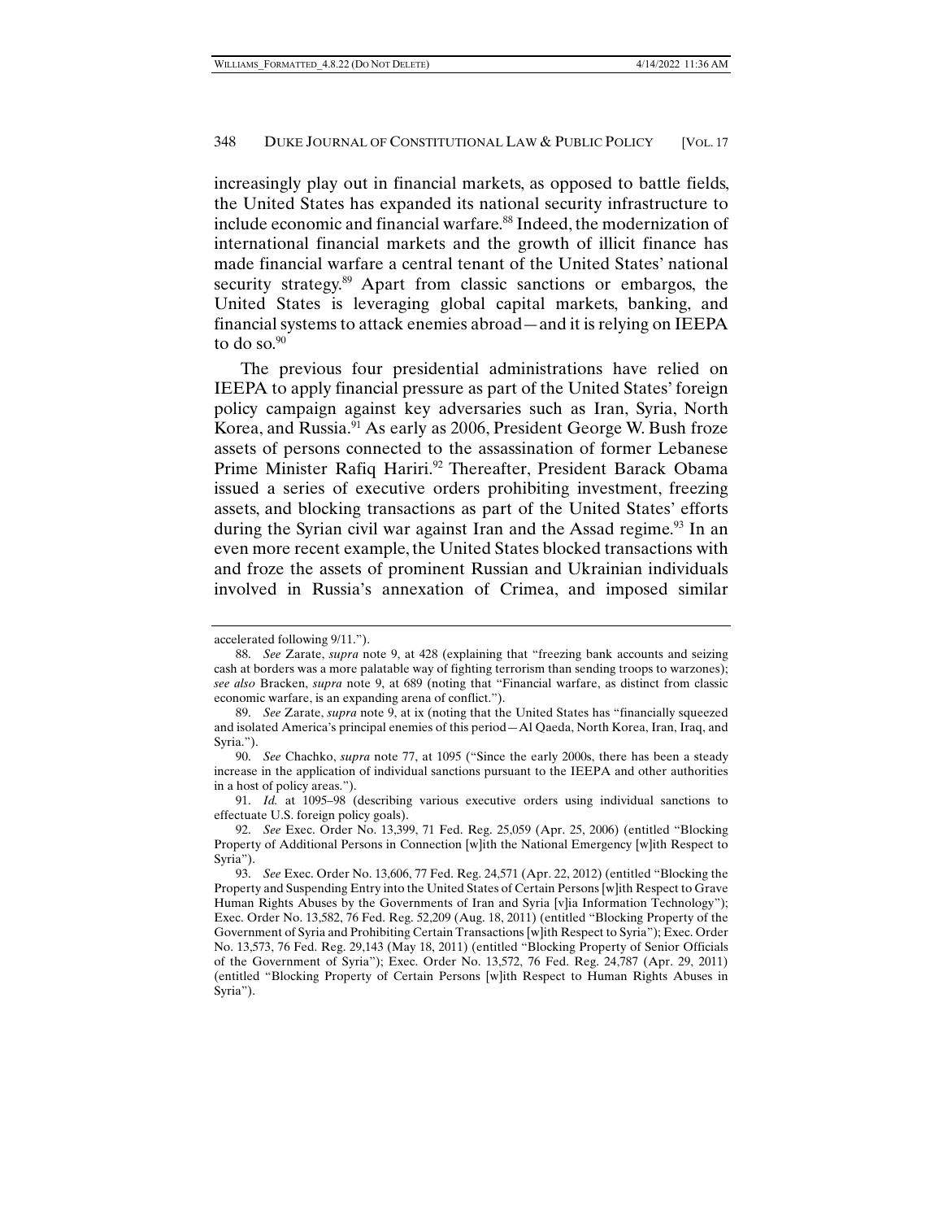increasingly play out in financial markets, as opposed to battle fields, the United States has expanded its national security infrastructure to include economic and financial warfare.[88] Indeed, the modernization of international financial markets and the growth of illicit finance has made financial warfare a central tenant of the United States' national security strategy.[89] Apart from classic sanctions or embargos, the United States is leveraging global capital markets, banking, and financial systems to attack enemies abroad—and it is relying on IEEPA to do so.[90]

The previous four presidential administrations have relied on IEEPA to apply financial pressure as part of the United States' foreign policy campaign against key adversaries such as Iran, Syria, North Korea, and Russia.[91] As early as 2006, President George W. Bush froze assets of persons connected to the assassination of former Lebanese Prime Minister Rafiq Hariri.[92] Thereafter, President Barack Obama issued a series of executive orders prohibiting investment, freezing assets, and blocking transactions as part of the United States' efforts during the Syrian civil war against Iran and the Assad regime.[93] In an even more recent example, the United States blocked transactions with and froze the assets of prominent Russian and Ukrainian individuals involved in Russia's annexation of Crimea, and imposed similar

---

accelerated following 9/11.").

88. *See* Zarate, *supra* note 9, at 428 (explaining that "freezing bank accounts and seizing cash at borders was a more palatable way of fighting terrorism than sending troops to warzones); *see also* Bracken, *supra* note 9, at 689 (noting that "Financial warfare, as distinct from classic economic warfare, is an expanding arena of conflict.").

89. *See* Zarate, *supra* note 9, at ix (noting that the United States has "financially squeezed and isolated America's principal enemies of this period—Al Qaeda, North Korea, Iran, Iraq, and Syria.").

90. *See* Chachko, *supra* note 77, at 1095 ("Since the early 2000s, there has been a steady increase in the application of individual sanctions pursuant to the IEEPA and other authorities in a host of policy areas.").

91. *Id.* at 1095–98 (describing various executive orders using individual sanctions to effectuate U.S. foreign policy goals).

92. *See* Exec. Order No. 13,399, 71 Fed. Reg. 25,059 (Apr. 25, 2006) (entitled "Blocking Property of Additional Persons in Connection [w]ith the National Emergency [w]ith Respect to Syria").

93. *See* Exec. Order No. 13,606, 77 Fed. Reg. 24,571 (Apr. 22, 2012) (entitled "Blocking the Property and Suspending Entry into the United States of Certain Persons [w]ith Respect to Grave Human Rights Abuses by the Governments of Iran and Syria [v]ia Information Technology"); Exec. Order No. 13,582, 76 Fed. Reg. 52,209 (Aug. 18, 2011) (entitled "Blocking Property of the Government of Syria and Prohibiting Certain Transactions [w]ith Respect to Syria"); Exec. Order No. 13,573, 76 Fed. Reg. 29,143 (May 18, 2011) (entitled "Blocking Property of Senior Officials of the Government of Syria"); Exec. Order No. 13,572, 76 Fed. Reg. 24,787 (Apr. 29, 2011) (entitled "Blocking Property of Certain Persons [w]ith Respect to Human Rights Abuses in Syria").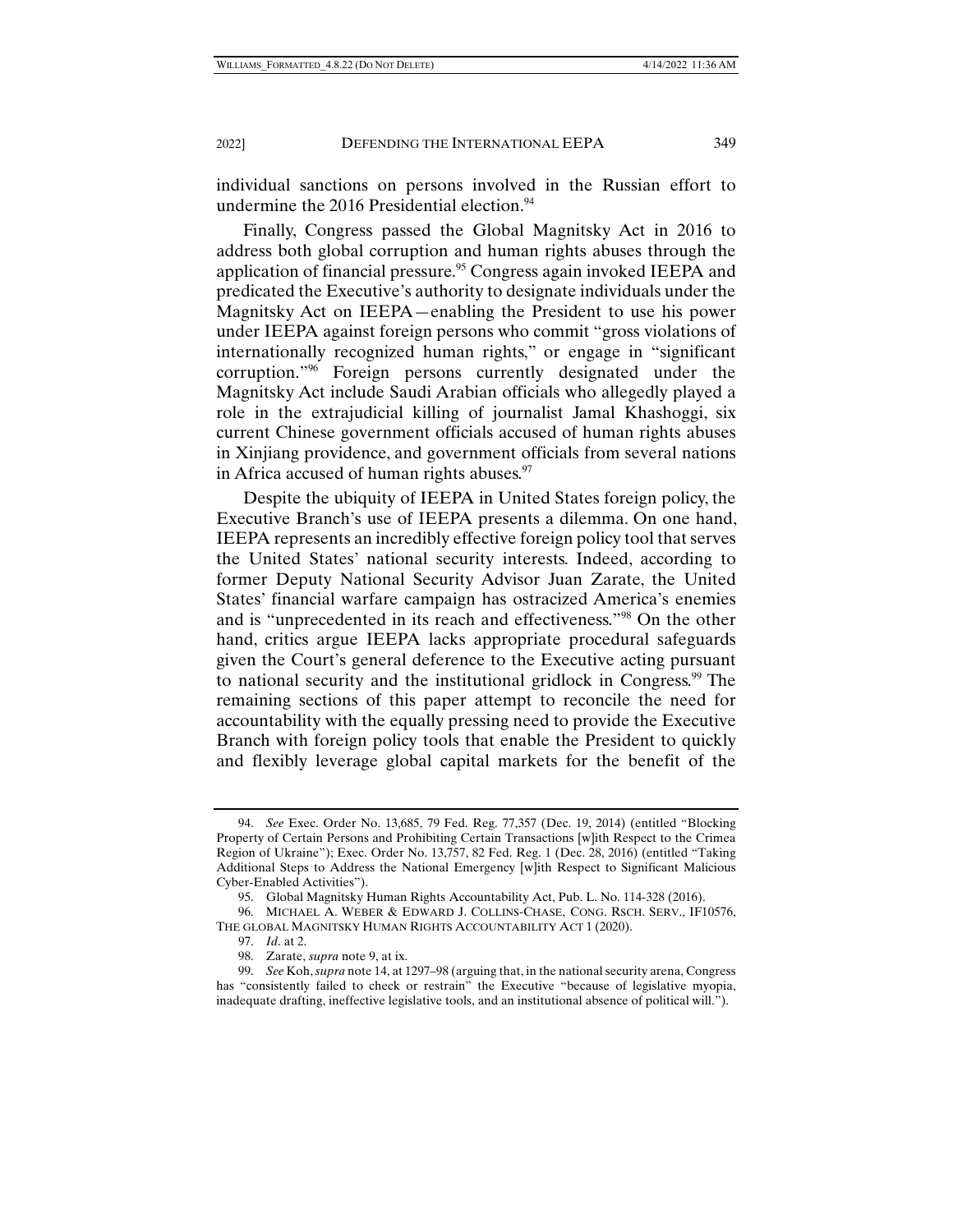individual sanctions on persons involved in the Russian effort to undermine the 2016 Presidential election.[94]

Finally, Congress passed the Global Magnitsky Act in 2016 to address both global corruption and human rights abuses through the application of financial pressure.[95] Congress again invoked IEEPA and predicated the Executive's authority to designate individuals under the Magnitsky Act on IEEPA—enabling the President to use his power under IEEPA against foreign persons who commit "gross violations of internationally recognized human rights," or engage in "significant corruption."[96] Foreign persons currently designated under the Magnitsky Act include Saudi Arabian officials who allegedly played a role in the extrajudicial killing of journalist Jamal Khashoggi, six current Chinese government officials accused of human rights abuses in Xinjiang providence, and government officials from several nations in Africa accused of human rights abuses.[97]

Despite the ubiquity of IEEPA in United States foreign policy, the Executive Branch's use of IEEPA presents a dilemma. On one hand, IEEPA represents an incredibly effective foreign policy tool that serves the United States' national security interests. Indeed, according to former Deputy National Security Advisor Juan Zarate, the United States' financial warfare campaign has ostracized America's enemies and is "unprecedented in its reach and effectiveness."[98] On the other hand, critics argue IEEPA lacks appropriate procedural safeguards given the Court's general deference to the Executive acting pursuant to national security and the institutional gridlock in Congress.[99] The remaining sections of this paper attempt to reconcile the need for accountability with the equally pressing need to provide the Executive Branch with foreign policy tools that enable the President to quickly and flexibly leverage global capital markets for the benefit of the

---

94. *See* Exec. Order No. 13,685, 79 Fed. Reg. 77,357 (Dec. 19, 2014) (entitled "Blocking Property of Certain Persons and Prohibiting Certain Transactions [w]ith Respect to the Crimea Region of Ukraine"); Exec. Order No. 13,757, 82 Fed. Reg. 1 (Dec. 28, 2016) (entitled "Taking Additional Steps to Address the National Emergency [w]ith Respect to Significant Malicious Cyber-Enabled Activities").

95. Global Magnitsky Human Rights Accountability Act, Pub. L. No. 114-328 (2016).

96. MICHAEL A. WEBER & EDWARD J. COLLINS-CHASE, CONG. RSCH. SERV., IF10576, THE GLOBAL MAGNITSKY HUMAN RIGHTS ACCOUNTABILITY ACT 1 (2020).

97. *Id*. at 2.

98. Zarate, *supra* note 9, at ix.

99. *See* Koh, *supra* note 14, at 1297–98 (arguing that, in the national security arena, Congress has "consistently failed to check or restrain" the Executive "because of legislative myopia, inadequate drafting, ineffective legislative tools, and an institutional absence of political will.").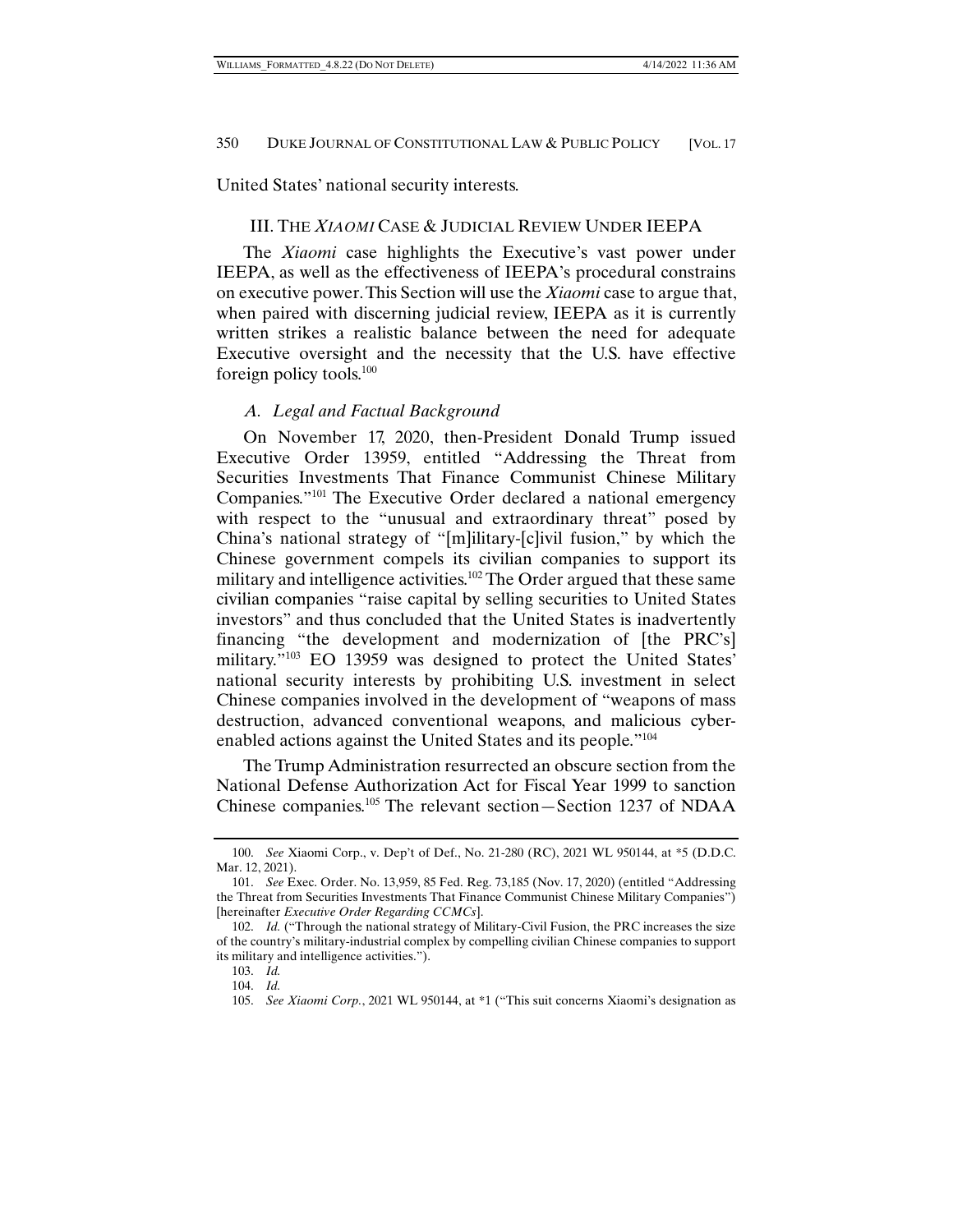United States' national security interests.

## III. THE *XIAOMI* CASE & JUDICIAL REVIEW UNDER IEEPA

The *Xiaomi* case highlights the Executive's vast power under IEEPA, as well as the effectiveness of IEEPA's procedural constrains on executive power. This Section will use the *Xiaomi* case to argue that, when paired with discerning judicial review, IEEPA as it is currently written strikes a realistic balance between the need for adequate Executive oversight and the necessity that the U.S. have effective foreign policy tools.[100]

### *A. Legal and Factual Background*

On November 17, 2020, then-President Donald Trump issued Executive Order 13959, entitled "Addressing the Threat from Securities Investments That Finance Communist Chinese Military Companies."[101] The Executive Order declared a national emergency with respect to the "unusual and extraordinary threat" posed by China's national strategy of "[m]ilitary-[c]ivil fusion," by which the Chinese government compels its civilian companies to support its military and intelligence activities.[102] The Order argued that these same civilian companies "raise capital by selling securities to United States investors" and thus concluded that the United States is inadvertently financing "the development and modernization of [the PRC's] military."[103] EO 13959 was designed to protect the United States' national security interests by prohibiting U.S. investment in select Chinese companies involved in the development of "weapons of mass destruction, advanced conventional weapons, and malicious cyber-enabled actions against the United States and its people."[104]

The Trump Administration resurrected an obscure section from the National Defense Authorization Act for Fiscal Year 1999 to sanction Chinese companies.[105] The relevant section—Section 1237 of NDAA

---

100. *See* Xiaomi Corp., v. Dep't of Def., No. 21-280 (RC), 2021 WL 950144, at *5 (D.D.C. Mar. 12, 2021).

101. *See* Exec. Order. No. 13,959, 85 Fed. Reg. 73,185 (Nov. 17, 2020) (entitled "Addressing the Threat from Securities Investments That Finance Communist Chinese Military Companies") [hereinafter *Executive Order Regarding CCMCs*].

102. *Id.* ("Through the national strategy of Military-Civil Fusion, the PRC increases the size of the country's military-industrial complex by compelling civilian Chinese companies to support its military and intelligence activities.").

103. *Id.*

104. *Id.*

105. *See Xiaomi Corp.*, 2021 WL 950144, at *1 ("This suit concerns Xiaomi's designation as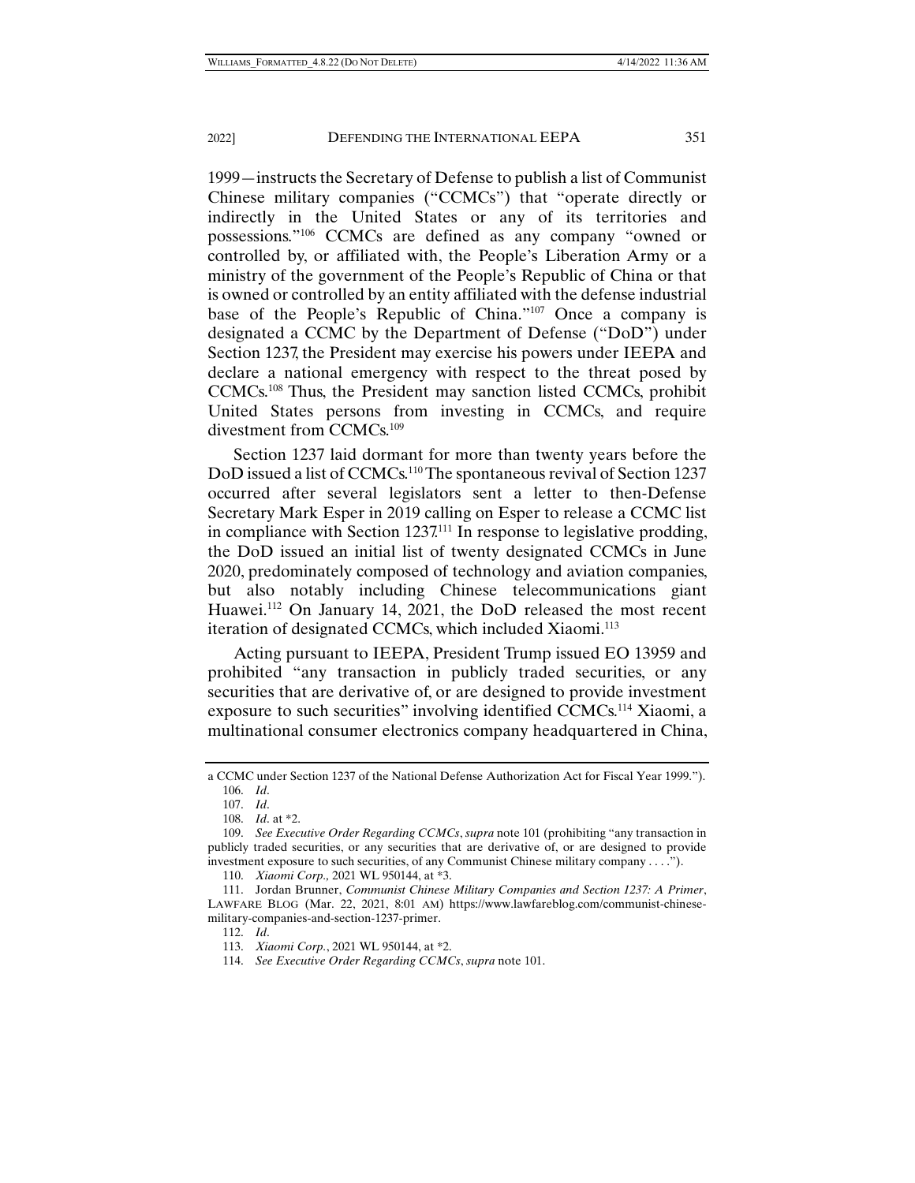1999—instructs the Secretary of Defense to publish a list of Communist Chinese military companies ("CCMCs") that "operate directly or indirectly in the United States or any of its territories and possessions."[106] CCMCs are defined as any company "owned or controlled by, or affiliated with, the People's Liberation Army or a ministry of the government of the People's Republic of China or that is owned or controlled by an entity affiliated with the defense industrial base of the People's Republic of China."[107] Once a company is designated a CCMC by the Department of Defense ("DoD") under Section 1237, the President may exercise his powers under IEEPA and declare a national emergency with respect to the threat posed by CCMCs.[108] Thus, the President may sanction listed CCMCs, prohibit United States persons from investing in CCMCs, and require divestment from CCMCs.[109]

Section 1237 laid dormant for more than twenty years before the DoD issued a list of CCMCs.[110] The spontaneous revival of Section 1237 occurred after several legislators sent a letter to then-Defense Secretary Mark Esper in 2019 calling on Esper to release a CCMC list in compliance with Section 1237.[111] In response to legislative prodding, the DoD issued an initial list of twenty designated CCMCs in June 2020, predominately composed of technology and aviation companies, but also notably including Chinese telecommunications giant Huawei.[112] On January 14, 2021, the DoD released the most recent iteration of designated CCMCs, which included Xiaomi.[113]

Acting pursuant to IEEPA, President Trump issued EO 13959 and prohibited "any transaction in publicly traded securities, or any securities that are derivative of, or are designed to provide investment exposure to such securities" involving identified CCMCs.[114] Xiaomi, a multinational consumer electronics company headquartered in China,

---

a CCMC under Section 1237 of the National Defense Authorization Act for Fiscal Year 1999.").

106. *Id*.

107. *Id*.

108. *Id*. at *2.

109. *See Executive Order Regarding CCMCs*, *supra* note 101 (prohibiting "any transaction in publicly traded securities, or any securities that are derivative of, or are designed to provide investment exposure to such securities, of any Communist Chinese military company . . . .").

110. *Xiaomi Corp.,* 2021 WL 950144, at *3.

111. Jordan Brunner, *Communist Chinese Military Companies and Section 1237: A Primer*, LAWFARE BLOG (Mar. 22, 2021, 8:01 AM) https://www.lawfareblog.com/communist-chinese-military-companies-and-section-1237-primer.

112. *Id*.

113. *Xiaomi Corp.*, 2021 WL 950144, at *2.

114. *See Executive Order Regarding CCMCs*, *supra* note 101.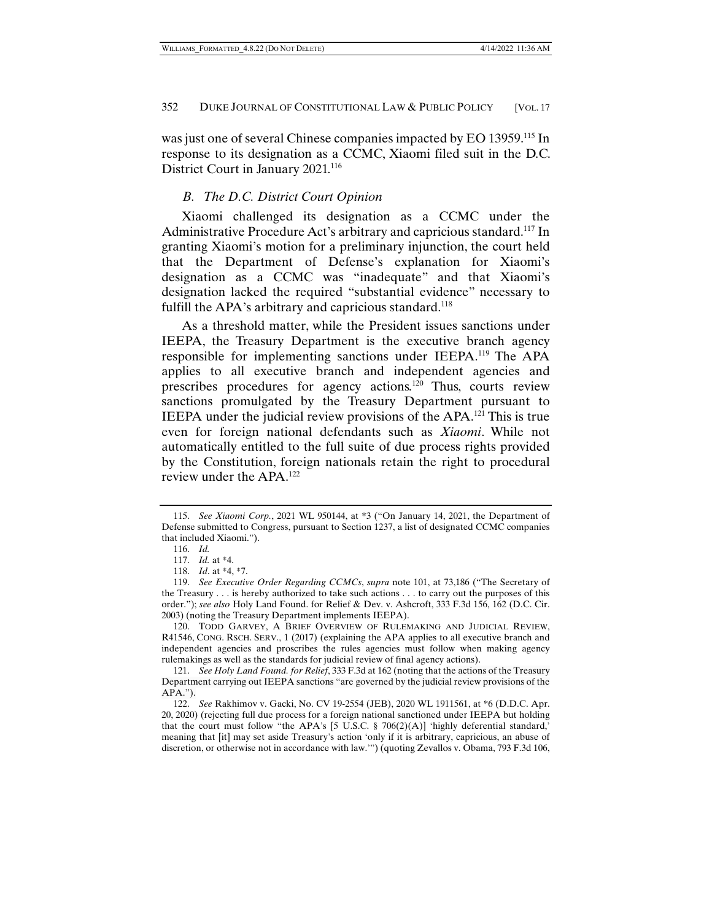was just one of several Chinese companies impacted by EO 13959.[115] In response to its designation as a CCMC, Xiaomi filed suit in the D.C. District Court in January 2021.[116]

### *B. The D.C. District Court Opinion*

Xiaomi challenged its designation as a CCMC under the Administrative Procedure Act's arbitrary and capricious standard.[117] In granting Xiaomi's motion for a preliminary injunction, the court held that the Department of Defense's explanation for Xiaomi's designation as a CCMC was "inadequate" and that Xiaomi's designation lacked the required "substantial evidence" necessary to fulfill the APA's arbitrary and capricious standard.[118]

As a threshold matter, while the President issues sanctions under IEEPA, the Treasury Department is the executive branch agency responsible for implementing sanctions under IEEPA.[119] The APA applies to all executive branch and independent agencies and prescribes procedures for agency actions.[120] Thus, courts review sanctions promulgated by the Treasury Department pursuant to IEEPA under the judicial review provisions of the APA.[121] This is true even for foreign national defendants such as *Xiaomi*. While not automatically entitled to the full suite of due process rights provided by the Constitution, foreign nationals retain the right to procedural review under the APA.[122]

---

115. *See Xiaomi Corp.*, 2021 WL 950144, at *3 ("On January 14, 2021, the Department of Defense submitted to Congress, pursuant to Section 1237, a list of designated CCMC companies that included Xiaomi.").

116. *Id.*

117. *Id.* at *4.

118. *Id*. at *4, *7.

119. *See Executive Order Regarding CCMCs*, *supra* note 101, at 73,186 ("The Secretary of the Treasury . . . is hereby authorized to take such actions . . . to carry out the purposes of this order."); *see also* Holy Land Found. for Relief & Dev. v. Ashcroft, 333 F.3d 156, 162 (D.C. Cir. 2003) (noting the Treasury Department implements IEEPA).

120. TODD GARVEY, A BRIEF OVERVIEW OF RULEMAKING AND JUDICIAL REVIEW, R41546, CONG. RSCH. SERV., 1 (2017) (explaining the APA applies to all executive branch and independent agencies and proscribes the rules agencies must follow when making agency rulemakings as well as the standards for judicial review of final agency actions).

121. *See Holy Land Found. for Relief*, 333 F.3d at 162 (noting that the actions of the Treasury Department carrying out IEEPA sanctions "are governed by the judicial review provisions of the APA.").

122. *See* Rakhimov v. Gacki, No. CV 19-2554 (JEB), 2020 WL 1911561, at *6 (D.D.C. Apr. 20, 2020) (rejecting full due process for a foreign national sanctioned under IEEPA but holding that the court must follow "the APA's [5 U.S.C. § 706(2)(A)] 'highly deferential standard,' meaning that [it] may set aside Treasury's action 'only if it is arbitrary, capricious, an abuse of discretion, or otherwise not in accordance with law.'") (quoting Zevallos v. Obama, 793 F.3d 106,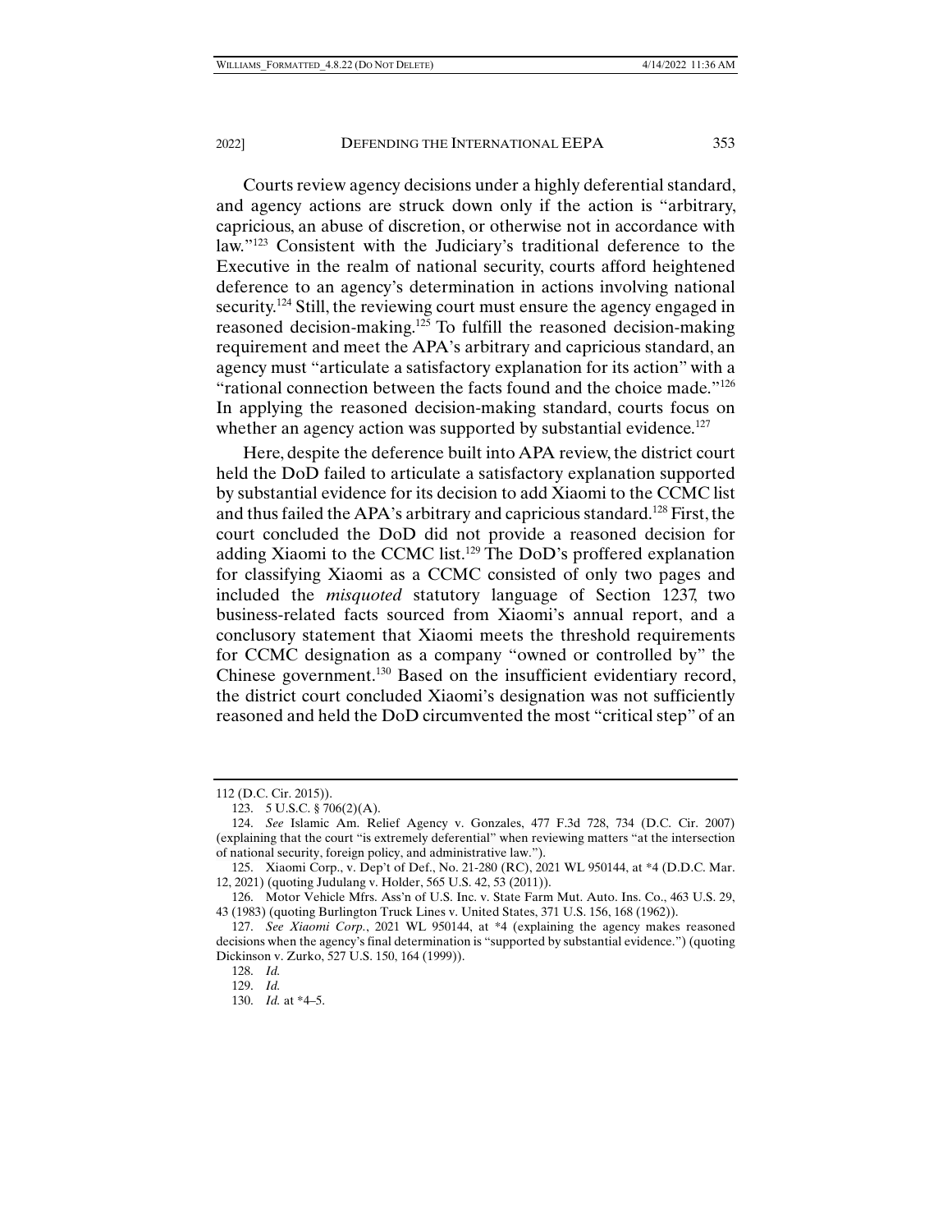Courts review agency decisions under a highly deferential standard, and agency actions are struck down only if the action is "arbitrary, capricious, an abuse of discretion, or otherwise not in accordance with law."[123] Consistent with the Judiciary's traditional deference to the Executive in the realm of national security, courts afford heightened deference to an agency's determination in actions involving national security.[124] Still, the reviewing court must ensure the agency engaged in reasoned decision-making.[125] To fulfill the reasoned decision-making requirement and meet the APA's arbitrary and capricious standard, an agency must "articulate a satisfactory explanation for its action" with a "rational connection between the facts found and the choice made."[126] In applying the reasoned decision-making standard, courts focus on whether an agency action was supported by substantial evidence.[127]

Here, despite the deference built into APA review, the district court held the DoD failed to articulate a satisfactory explanation supported by substantial evidence for its decision to add Xiaomi to the CCMC list and thus failed the APA's arbitrary and capricious standard.[128] First, the court concluded the DoD did not provide a reasoned decision for adding Xiaomi to the CCMC list.[129] The DoD's proffered explanation for classifying Xiaomi as a CCMC consisted of only two pages and included the *misquoted* statutory language of Section 1237, two business-related facts sourced from Xiaomi's annual report, and a conclusory statement that Xiaomi meets the threshold requirements for CCMC designation as a company "owned or controlled by" the Chinese government.[130] Based on the insufficient evidentiary record, the district court concluded Xiaomi's designation was not sufficiently reasoned and held the DoD circumvented the most "critical step" of an

---

112 (D.C. Cir. 2015)).

123. 5 U.S.C. § 706(2)(A).

124. *See* Islamic Am. Relief Agency v. Gonzales, 477 F.3d 728, 734 (D.C. Cir. 2007) (explaining that the court "is extremely deferential" when reviewing matters "at the intersection of national security, foreign policy, and administrative law.").

125. Xiaomi Corp., v. Dep't of Def., No. 21-280 (RC), 2021 WL 950144, at *4 (D.D.C. Mar. 12, 2021) (quoting Judulang v. Holder, 565 U.S. 42, 53 (2011)).

126. Motor Vehicle Mfrs. Ass'n of U.S. Inc. v. State Farm Mut. Auto. Ins. Co., 463 U.S. 29, 43 (1983) (quoting Burlington Truck Lines v. United States, 371 U.S. 156, 168 (1962)).

127. *See Xiaomi Corp.*, 2021 WL 950144, at *4 (explaining the agency makes reasoned decisions when the agency's final determination is "supported by substantial evidence.") (quoting Dickinson v. Zurko, 527 U.S. 150, 164 (1999)).

128. *Id.*

129. *Id.*

130. *Id.* at *4–5.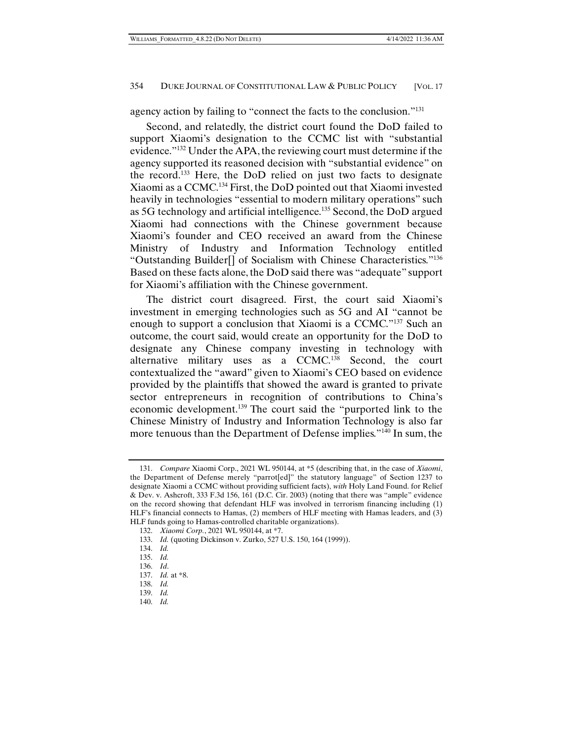agency action by failing to "connect the facts to the conclusion."[131]

Second, and relatedly, the district court found the DoD failed to support Xiaomi's designation to the CCMC list with "substantial evidence."[132] Under the APA, the reviewing court must determine if the agency supported its reasoned decision with "substantial evidence" on the record.[133] Here, the DoD relied on just two facts to designate Xiaomi as a CCMC.[134] First, the DoD pointed out that Xiaomi invested heavily in technologies "essential to modern military operations" such as 5G technology and artificial intelligence.[135] Second, the DoD argued Xiaomi had connections with the Chinese government because Xiaomi's founder and CEO received an award from the Chinese Ministry of Industry and Information Technology entitled "Outstanding Builder[] of Socialism with Chinese Characteristics."[136] Based on these facts alone, the DoD said there was "adequate" support for Xiaomi's affiliation with the Chinese government.

The district court disagreed. First, the court said Xiaomi's investment in emerging technologies such as 5G and AI "cannot be enough to support a conclusion that Xiaomi is a CCMC."[137] Such an outcome, the court said, would create an opportunity for the DoD to designate any Chinese company investing in technology with alternative military uses as a CCMC.[138] Second, the court contextualized the "award" given to Xiaomi's CEO based on evidence provided by the plaintiffs that showed the award is granted to private sector entrepreneurs in recognition of contributions to China's economic development.[139] The court said the "purported link to the Chinese Ministry of Industry and Information Technology is also far more tenuous than the Department of Defense implies."[140] In sum, the

---

131. *Compare* Xiaomi Corp., 2021 WL 950144, at *5 (describing that, in the case of *Xiaomi*, the Department of Defense merely "parrot[ed]" the statutory language" of Section 1237 to designate Xiaomi a CCMC without providing sufficient facts), *with* Holy Land Found. for Relief & Dev. v. Ashcroft, 333 F.3d 156, 161 (D.C. Cir. 2003) (noting that there was "ample" evidence on the record showing that defendant HLF was involved in terrorism financing including (1) HLF's financial connects to Hamas, (2) members of HLF meeting with Hamas leaders, and (3) HLF funds going to Hamas-controlled charitable organizations).

132. *Xiaomi Corp.*, 2021 WL 950144, at *7.

133. *Id.* (quoting Dickinson v. Zurko, 527 U.S. 150, 164 (1999)).

134. *Id.*

135. *Id.*

136. *Id*.

137. *Id.* at *8.

138. *Id.*

139. *Id.*

140. *Id.*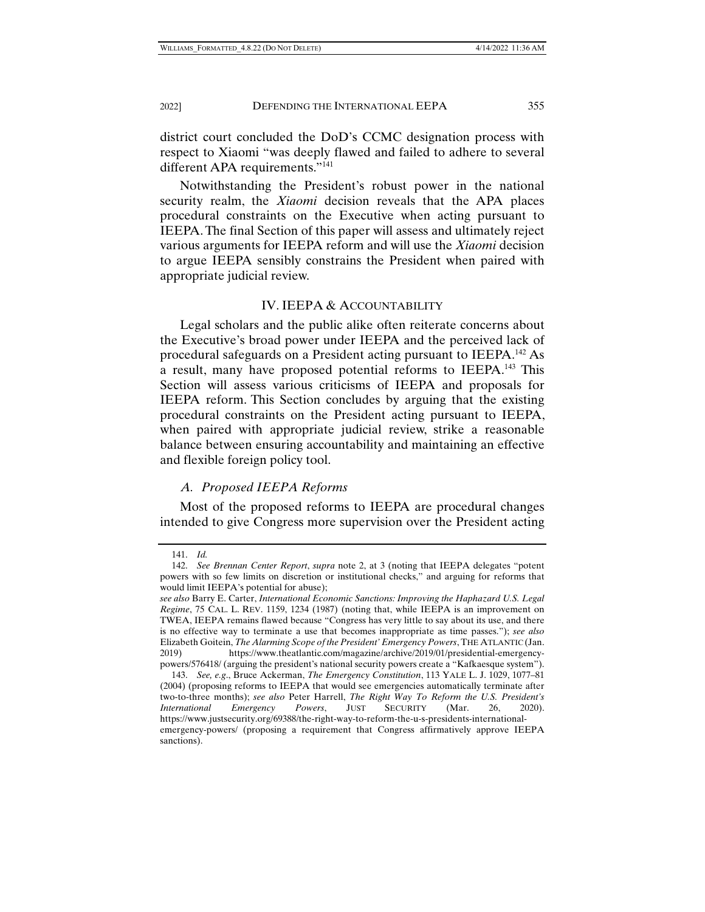district court concluded the DoD's CCMC designation process with respect to Xiaomi "was deeply flawed and failed to adhere to several different APA requirements."[141]

Notwithstanding the President's robust power in the national security realm, the *Xiaomi* decision reveals that the APA places procedural constraints on the Executive when acting pursuant to IEEPA. The final Section of this paper will assess and ultimately reject various arguments for IEEPA reform and will use the *Xiaomi* decision to argue IEEPA sensibly constrains the President when paired with appropriate judicial review.

## IV. IEEPA & ACCOUNTABILITY

Legal scholars and the public alike often reiterate concerns about the Executive's broad power under IEEPA and the perceived lack of procedural safeguards on a President acting pursuant to IEEPA.[142] As a result, many have proposed potential reforms to IEEPA.[143] This Section will assess various criticisms of IEEPA and proposals for IEEPA reform. This Section concludes by arguing that the existing procedural constraints on the President acting pursuant to IEEPA, when paired with appropriate judicial review, strike a reasonable balance between ensuring accountability and maintaining an effective and flexible foreign policy tool.

### *A. Proposed IEEPA Reforms*

Most of the proposed reforms to IEEPA are procedural changes intended to give Congress more supervision over the President acting

---

141. *Id.*

142. *See Brennan Center Report*, *supra* note 2, at 3 (noting that IEEPA delegates "potent powers with so few limits on discretion or institutional checks," and arguing for reforms that would limit IEEPA's potential for abuse);
*see also* Barry E. Carter, *International Economic Sanctions: Improving the Haphazard U.S. Legal Regime*, 75 CAL. L. REV. 1159, 1234 (1987) (noting that, while IEEPA is an improvement on TWEA, IEEPA remains flawed because "Congress has very little to say about its use, and there is no effective way to terminate a use that becomes inappropriate as time passes."); *see also* Elizabeth Goitein, *The Alarming Scope of the President' Emergency Powers*, THE ATLANTIC (Jan. 2019) https://www.theatlantic.com/magazine/archive/2019/01/presidential-emergency-powers/576418/ (arguing the president's national security powers create a "Kafkaesque system").

143. *See, e.g*., Bruce Ackerman, *The Emergency Constitution*, 113 YALE L. J. 1029, 1077–81 (2004) (proposing reforms to IEEPA that would see emergencies automatically terminate after two-to-three months); *see also* Peter Harrell, *The Right Way To Reform the U.S. President's International Emergency Powers*, JUST SECURITY (Mar. 26, 2020). https://www.justsecurity.org/69388/the-right-way-to-reform-the-u-s-presidents-international-emergency-powers/ (proposing a requirement that Congress affirmatively approve IEEPA sanctions).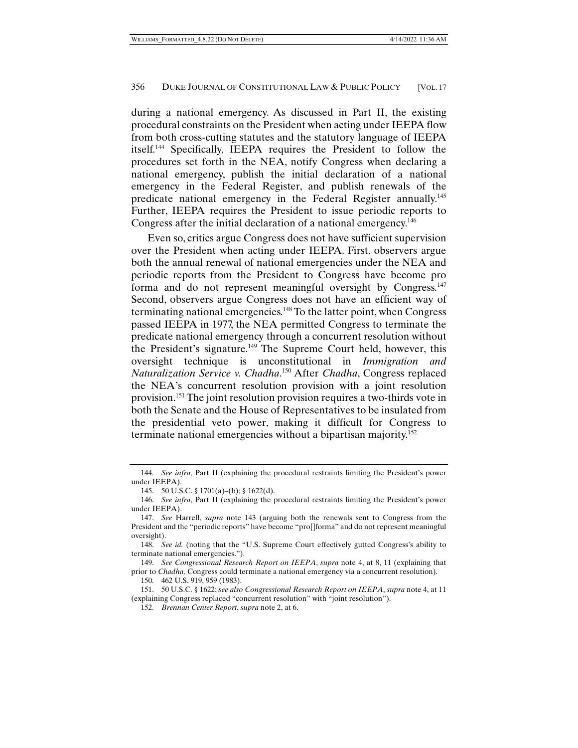during a national emergency. As discussed in Part II, the existing procedural constraints on the President when acting under IEEPA flow from both cross-cutting statutes and the statutory language of IEEPA itself.[144] Specifically, IEEPA requires the President to follow the procedures set forth in the NEA, notify Congress when declaring a national emergency, publish the initial declaration of a national emergency in the Federal Register, and publish renewals of the predicate national emergency in the Federal Register annually.[145] Further, IEEPA requires the President to issue periodic reports to Congress after the initial declaration of a national emergency.[146]

Even so, critics argue Congress does not have sufficient supervision over the President when acting under IEEPA. First, observers argue both the annual renewal of national emergencies under the NEA and periodic reports from the President to Congress have become pro forma and do not represent meaningful oversight by Congress.[147] Second, observers argue Congress does not have an efficient way of terminating national emergencies.[148] To the latter point, when Congress passed IEEPA in 1977, the NEA permitted Congress to terminate the predicate national emergency through a concurrent resolution without the President's signature.[149] The Supreme Court held, however, this oversight technique is unconstitutional in *Immigration and Naturalization Service v. Chadha*.[150] After *Chadha*, Congress replaced the NEA's concurrent resolution provision with a joint resolution provision.[151] The joint resolution provision requires a two-thirds vote in both the Senate and the House of Representatives to be insulated from the presidential veto power, making it difficult for Congress to terminate national emergencies without a bipartisan majority.[152]

---

144. *See infra*, Part II (explaining the procedural restraints limiting the President's power under IEEPA).

145. 50 U.S.C. § 1701(a)–(b); § 1622(d).

146. *See infra*, Part II (explaining the procedural restraints limiting the President's power under IEEPA).

147. *See* Harrell, *supra* note 143 (arguing both the renewals sent to Congress from the President and the "periodic reports" have become "pro[]forma" and do not represent meaningful oversight).

148. *See id.* (noting that the "U.S. Supreme Court effectively gutted Congress's ability to terminate national emergencies.").

149. *See Congressional Research Report on IEEPA*, *supra* note 4, at 8, 11 (explaining that prior to *Chadha,* Congress could terminate a national emergency via a concurrent resolution).

150. 462 U.S. 919, 959 (1983).

151. 50 U.S.C. § 1622; *see also Congressional Research Report on IEEPA*, *supra* note 4, at 11 (explaining Congress replaced "concurrent resolution" with "joint resolution").

152. *Brennan Center Report*, *supra* note 2, at 6.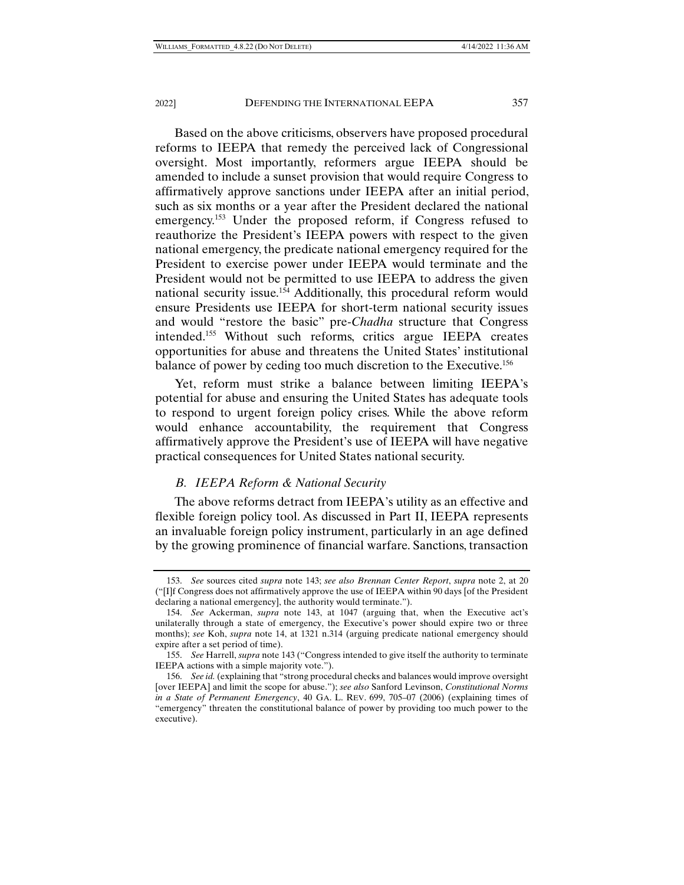Based on the above criticisms, observers have proposed procedural reforms to IEEPA that remedy the perceived lack of Congressional oversight. Most importantly, reformers argue IEEPA should be amended to include a sunset provision that would require Congress to affirmatively approve sanctions under IEEPA after an initial period, such as six months or a year after the President declared the national emergency.[153] Under the proposed reform, if Congress refused to reauthorize the President's IEEPA powers with respect to the given national emergency, the predicate national emergency required for the President to exercise power under IEEPA would terminate and the President would not be permitted to use IEEPA to address the given national security issue.[154] Additionally, this procedural reform would ensure Presidents use IEEPA for short-term national security issues and would "restore the basic" pre-*Chadha* structure that Congress intended.[155] Without such reforms, critics argue IEEPA creates opportunities for abuse and threatens the United States' institutional balance of power by ceding too much discretion to the Executive.[156]

Yet, reform must strike a balance between limiting IEEPA's potential for abuse and ensuring the United States has adequate tools to respond to urgent foreign policy crises. While the above reform would enhance accountability, the requirement that Congress affirmatively approve the President's use of IEEPA will have negative practical consequences for United States national security.

### *B. IEEPA Reform & National Security*

The above reforms detract from IEEPA's utility as an effective and flexible foreign policy tool. As discussed in Part II, IEEPA represents an invaluable foreign policy instrument, particularly in an age defined by the growing prominence of financial warfare. Sanctions, transaction

---

153. *See* sources cited *supra* note 143; *see also Brennan Center Report*, *supra* note 2, at 20 ("[I]f Congress does not affirmatively approve the use of IEEPA within 90 days [of the President declaring a national emergency], the authority would terminate.").

154. *See* Ackerman, *supra* note 143, at 1047 (arguing that, when the Executive act's unilaterally through a state of emergency, the Executive's power should expire two or three months); *see* Koh, *supra* note 14, at 1321 n.314 (arguing predicate national emergency should expire after a set period of time).

155. *See* Harrell, *supra* note 143 ("Congress intended to give itself the authority to terminate IEEPA actions with a simple majority vote.").

156. *See id.* (explaining that "strong procedural checks and balances would improve oversight [over IEEPA] and limit the scope for abuse."); *see also* Sanford Levinson, *Constitutional Norms in a State of Permanent Emergency*, 40 GA. L. REV. 699, 705–07 (2006) (explaining times of "emergency" threaten the constitutional balance of power by providing too much power to the executive).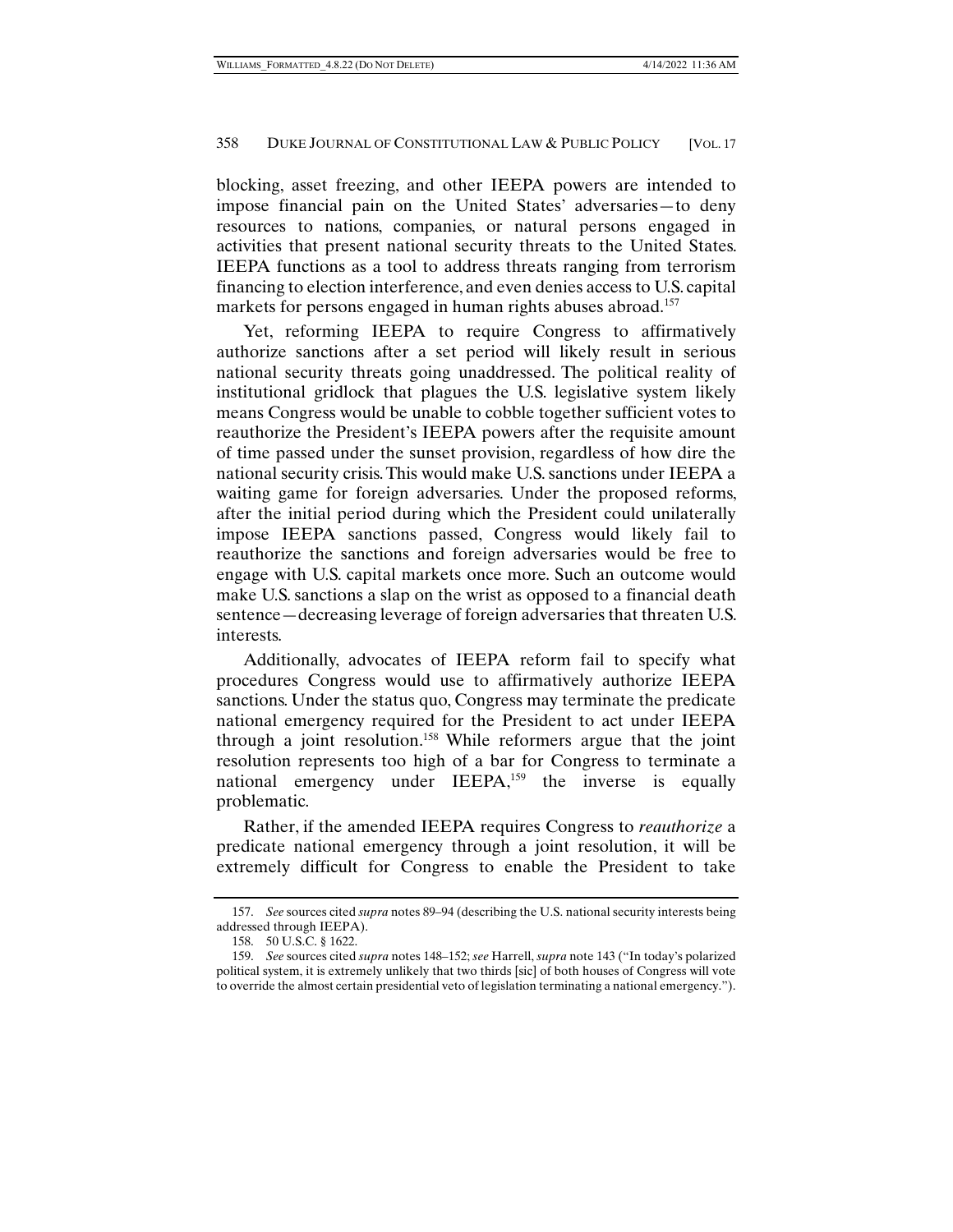blocking, asset freezing, and other IEEPA powers are intended to impose financial pain on the United States' adversaries—to deny resources to nations, companies, or natural persons engaged in activities that present national security threats to the United States. IEEPA functions as a tool to address threats ranging from terrorism financing to election interference, and even denies access to U.S. capital markets for persons engaged in human rights abuses abroad.[157]

Yet, reforming IEEPA to require Congress to affirmatively authorize sanctions after a set period will likely result in serious national security threats going unaddressed. The political reality of institutional gridlock that plagues the U.S. legislative system likely means Congress would be unable to cobble together sufficient votes to reauthorize the President's IEEPA powers after the requisite amount of time passed under the sunset provision, regardless of how dire the national security crisis. This would make U.S. sanctions under IEEPA a waiting game for foreign adversaries. Under the proposed reforms, after the initial period during which the President could unilaterally impose IEEPA sanctions passed, Congress would likely fail to reauthorize the sanctions and foreign adversaries would be free to engage with U.S. capital markets once more. Such an outcome would make U.S. sanctions a slap on the wrist as opposed to a financial death sentence—decreasing leverage of foreign adversaries that threaten U.S. interests.

Additionally, advocates of IEEPA reform fail to specify what procedures Congress would use to affirmatively authorize IEEPA sanctions. Under the status quo, Congress may terminate the predicate national emergency required for the President to act under IEEPA through a joint resolution.[158] While reformers argue that the joint resolution represents too high of a bar for Congress to terminate a national emergency under IEEPA,[159] the inverse is equally problematic.

Rather, if the amended IEEPA requires Congress to *reauthorize* a predicate national emergency through a joint resolution, it will be extremely difficult for Congress to enable the President to take

157. *See* sources cited *supra* notes 89–94 (describing the U.S. national security interests being addressed through IEEPA).

158. 50 U.S.C. § 1622.

159. *See* sources cited *supra* notes 148–152; *see* Harrell, *supra* note 143 ("In today's polarized political system, it is extremely unlikely that two thirds [sic] of both houses of Congress will vote to override the almost certain presidential veto of legislation terminating a national emergency.").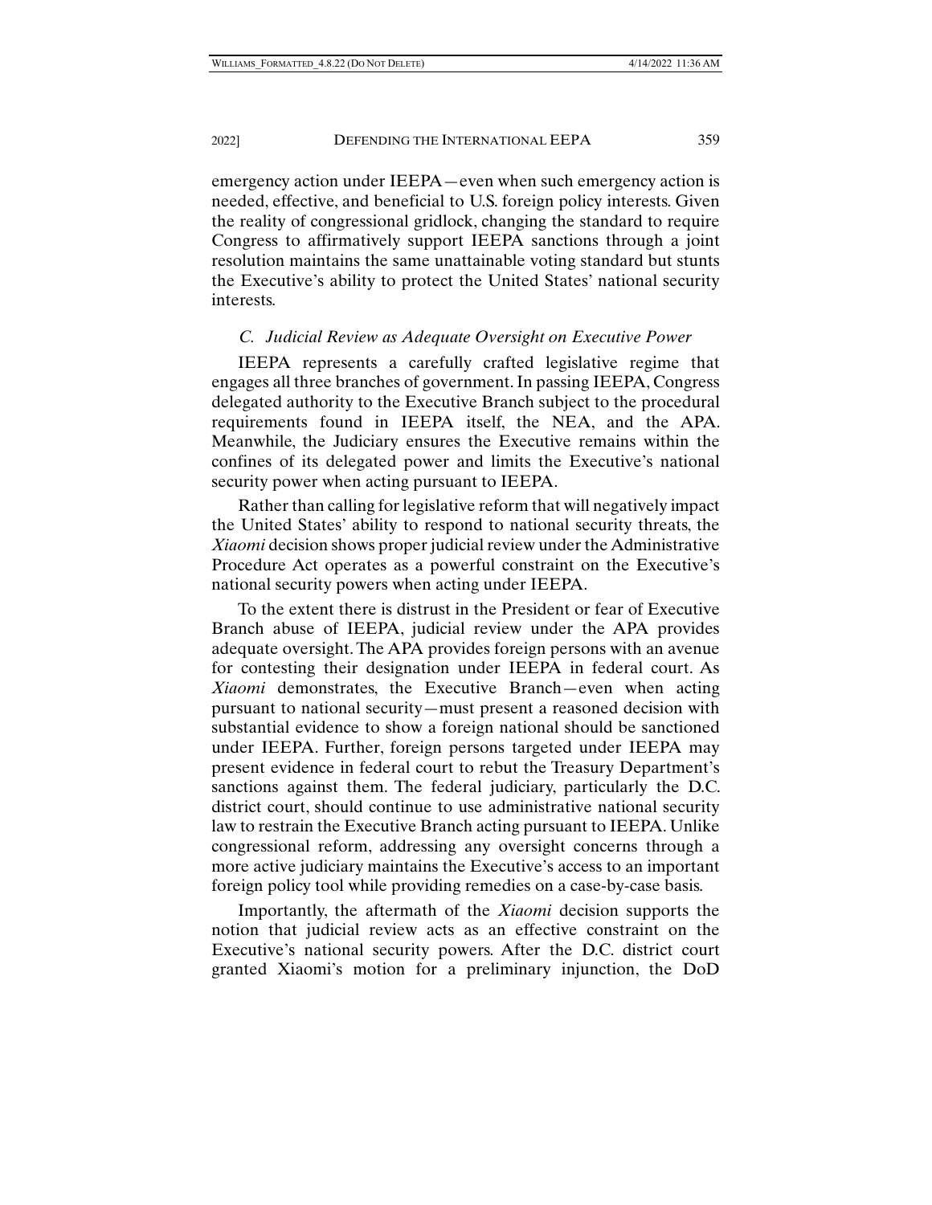emergency action under IEEPA—even when such emergency action is needed, effective, and beneficial to U.S. foreign policy interests. Given the reality of congressional gridlock, changing the standard to require Congress to affirmatively support IEEPA sanctions through a joint resolution maintains the same unattainable voting standard but stunts the Executive's ability to protect the United States' national security interests.

### *C. Judicial Review as Adequate Oversight on Executive Power*

IEEPA represents a carefully crafted legislative regime that engages all three branches of government. In passing IEEPA, Congress delegated authority to the Executive Branch subject to the procedural requirements found in IEEPA itself, the NEA, and the APA. Meanwhile, the Judiciary ensures the Executive remains within the confines of its delegated power and limits the Executive's national security power when acting pursuant to IEEPA.

Rather than calling for legislative reform that will negatively impact the United States' ability to respond to national security threats, the *Xiaomi* decision shows proper judicial review under the Administrative Procedure Act operates as a powerful constraint on the Executive's national security powers when acting under IEEPA.

To the extent there is distrust in the President or fear of Executive Branch abuse of IEEPA, judicial review under the APA provides adequate oversight. The APA provides foreign persons with an avenue for contesting their designation under IEEPA in federal court. As *Xiaomi* demonstrates, the Executive Branch—even when acting pursuant to national security—must present a reasoned decision with substantial evidence to show a foreign national should be sanctioned under IEEPA. Further, foreign persons targeted under IEEPA may present evidence in federal court to rebut the Treasury Department's sanctions against them. The federal judiciary, particularly the D.C. district court, should continue to use administrative national security law to restrain the Executive Branch acting pursuant to IEEPA. Unlike congressional reform, addressing any oversight concerns through a more active judiciary maintains the Executive's access to an important foreign policy tool while providing remedies on a case-by-case basis.

Importantly, the aftermath of the *Xiaomi* decision supports the notion that judicial review acts as an effective constraint on the Executive's national security powers. After the D.C. district court granted Xiaomi's motion for a preliminary injunction, the DoD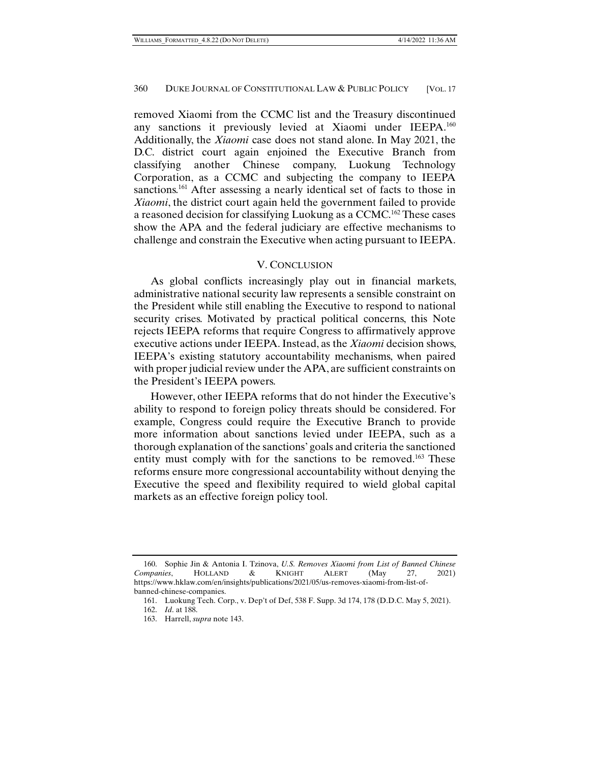removed Xiaomi from the CCMC list and the Treasury discontinued any sanctions it previously levied at Xiaomi under IEEPA.[160] Additionally, the *Xiaomi* case does not stand alone. In May 2021, the D.C. district court again enjoined the Executive Branch from classifying another Chinese company, Luokung Technology Corporation, as a CCMC and subjecting the company to IEEPA sanctions.[161] After assessing a nearly identical set of facts to those in *Xiaomi*, the district court again held the government failed to provide a reasoned decision for classifying Luokung as a CCMC.[162] These cases show the APA and the federal judiciary are effective mechanisms to challenge and constrain the Executive when acting pursuant to IEEPA.

## V. CONCLUSION

As global conflicts increasingly play out in financial markets, administrative national security law represents a sensible constraint on the President while still enabling the Executive to respond to national security crises. Motivated by practical political concerns, this Note rejects IEEPA reforms that require Congress to affirmatively approve executive actions under IEEPA. Instead, as the *Xiaomi* decision shows, IEEPA's existing statutory accountability mechanisms, when paired with proper judicial review under the APA, are sufficient constraints on the President's IEEPA powers.

However, other IEEPA reforms that do not hinder the Executive's ability to respond to foreign policy threats should be considered. For example, Congress could require the Executive Branch to provide more information about sanctions levied under IEEPA, such as a thorough explanation of the sanctions' goals and criteria the sanctioned entity must comply with for the sanctions to be removed.[163] These reforms ensure more congressional accountability without denying the Executive the speed and flexibility required to wield global capital markets as an effective foreign policy tool.

---

160. Sophie Jin & Antonia I. Tzinova, *U.S. Removes Xiaomi from List of Banned Chinese Companies*, HOLLAND & KNIGHT ALERT (May 27, 2021) https://www.hklaw.com/en/insights/publications/2021/05/us-removes-xiaomi-from-list-of-banned-chinese-companies.

161. Luokung Tech. Corp., v. Dep't of Def, 538 F. Supp. 3d 174, 178 (D.D.C. May 5, 2021).

162. *Id*. at 188.

163. Harrell, *supra* note 143.